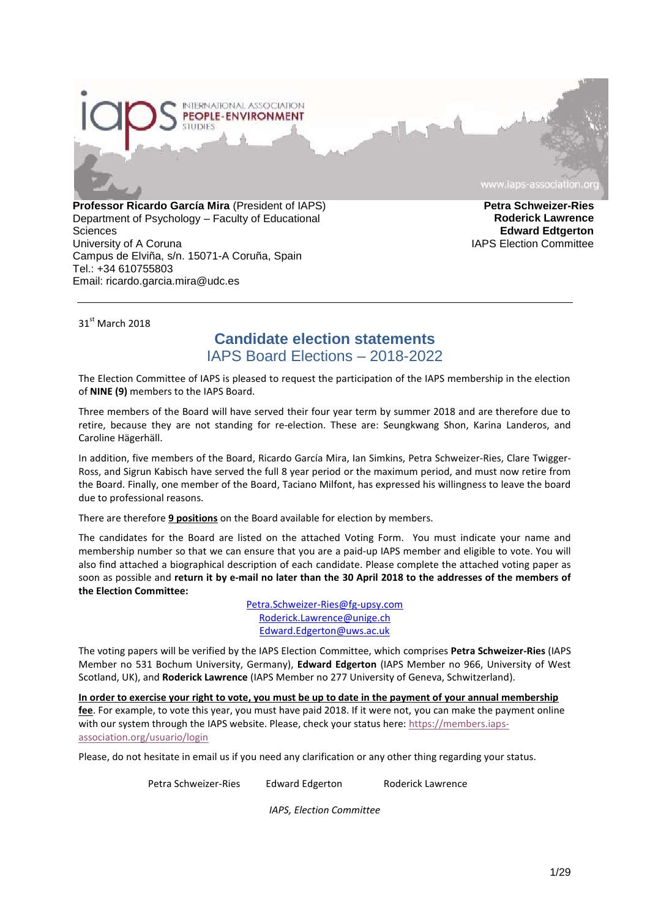INTERNATIONAL ASSOCIATION
PEOPLE-ENVIRONMENT
STUDIES

www.iaps-association.org

**Professor Ricardo García Mira** (President of IAPS)
Department of Psychology – Faculty of Educational Sciences
University of A Coruna
Campus de Elviña, s/n. 15071-A Coruña, Spain
Tel.: +34 610755803
Email: ricardo.garcia.mira@udc.es

**Petra Schweizer-Ries**
**Roderick Lawrence**
**Edward Edtgerton**
IAPS Election Committee

---

31st March 2018

# Candidate election statements

## IAPS Board Elections – 2018-2022

The Election Committee of IAPS is pleased to request the participation of the IAPS membership in the election of **NINE (9)** members to the IAPS Board.

Three members of the Board will have served their four year term by summer 2018 and are therefore due to retire, because they are not standing for re-election. These are: Seungkwang Shon, Karina Landeros, and Caroline Hägerhäll.

In addition, five members of the Board, Ricardo García Mira, Ian Simkins, Petra Schweizer-Ries, Clare Twigger-Ross, and Sigrun Kabisch have served the full 8 year period or the maximum period, and must now retire from the Board. Finally, one member of the Board, Taciano Milfont, has expressed his willingness to leave the board due to professional reasons.

There are therefore **9 positions** on the Board available for election by members.

The candidates for the Board are listed on the attached Voting Form. You must indicate your name and membership number so that we can ensure that you are a paid-up IAPS member and eligible to vote. You will also find attached a biographical description of each candidate. Please complete the attached voting paper as soon as possible and **return it by e-mail no later than the 30 April 2018 to the addresses of the members of the Election Committee:**

Petra.Schweizer-Ries@fg-upsy.com
Roderick.Lawrence@unige.ch
Edward.Edgerton@uws.ac.uk

The voting papers will be verified by the IAPS Election Committee, which comprises **Petra Schweizer-Ries** (IAPS Member no 531 Bochum University, Germany), **Edward Edgerton** (IAPS Member no 966, University of West Scotland, UK), and **Roderick Lawrence** (IAPS Member no 277 University of Geneva, Schwitzerland).

**In order to exercise your right to vote, you must be up to date in the payment of your annual membership fee**. For example, to vote this year, you must have paid 2018. If it were not, you can make the payment online with our system through the IAPS website. Please, check your status here: https://members.iaps-association.org/usuario/login

Please, do not hesitate in email us if you need any clarification or any other thing regarding your status.

Petra Schweizer-Ries    Edward Edgerton    Roderick Lawrence

*IAPS, Election Committee*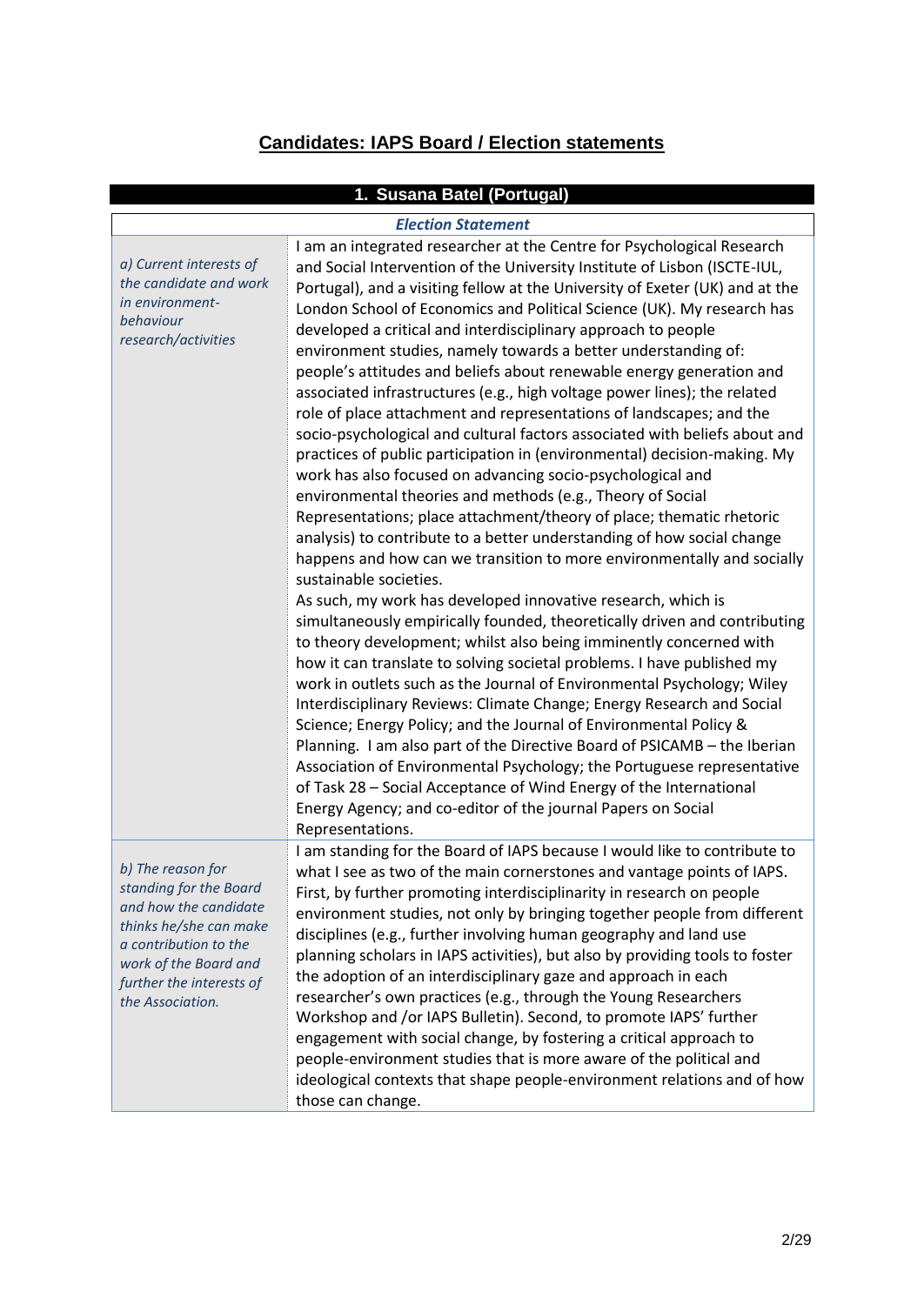# Candidates: IAPS Board / Election statements

## 1. Susana Batel (Portugal)

| Election Statement | |
|---|---|
| *a) Current interests of the candidate and work in environment-behaviour research/activities* | I am an integrated researcher at the Centre for Psychological Research and Social Intervention of the University Institute of Lisbon (ISCTE-IUL, Portugal), and a visiting fellow at the University of Exeter (UK) and at the London School of Economics and Political Science (UK). My research has developed a critical and interdisciplinary approach to people environment studies, namely towards a better understanding of: people's attitudes and beliefs about renewable energy generation and associated infrastructures (e.g., high voltage power lines); the related role of place attachment and representations of landscapes; and the socio-psychological and cultural factors associated with beliefs about and practices of public participation in (environmental) decision-making. My work has also focused on advancing socio-psychological and environmental theories and methods (e.g., Theory of Social Representations; place attachment/theory of place; thematic rhetoric analysis) to contribute to a better understanding of how social change happens and how can we transition to more environmentally and socially sustainable societies.<br>As such, my work has developed innovative research, which is simultaneously empirically founded, theoretically driven and contributing to theory development; whilst also being imminently concerned with how it can translate to solving societal problems. I have published my work in outlets such as the Journal of Environmental Psychology; Wiley Interdisciplinary Reviews: Climate Change; Energy Research and Social Science; Energy Policy; and the Journal of Environmental Policy & Planning. I am also part of the Directive Board of PSICAMB – the Iberian Association of Environmental Psychology; the Portuguese representative of Task 28 – Social Acceptance of Wind Energy of the International Energy Agency; and co-editor of the journal Papers on Social Representations. |
| *b) The reason for standing for the Board and how the candidate thinks he/she can make a contribution to the work of the Board and further the interests of the Association.* | I am standing for the Board of IAPS because I would like to contribute to what I see as two of the main cornerstones and vantage points of IAPS. First, by further promoting interdisciplinarity in research on people environment studies, not only by bringing together people from different disciplines (e.g., further involving human geography and land use planning scholars in IAPS activities), but also by providing tools to foster the adoption of an interdisciplinary gaze and approach in each researcher's own practices (e.g., through the Young Researchers Workshop and /or IAPS Bulletin). Second, to promote IAPS' further engagement with social change, by fostering a critical approach to people-environment studies that is more aware of the political and ideological contexts that shape people-environment relations and of how those can change. |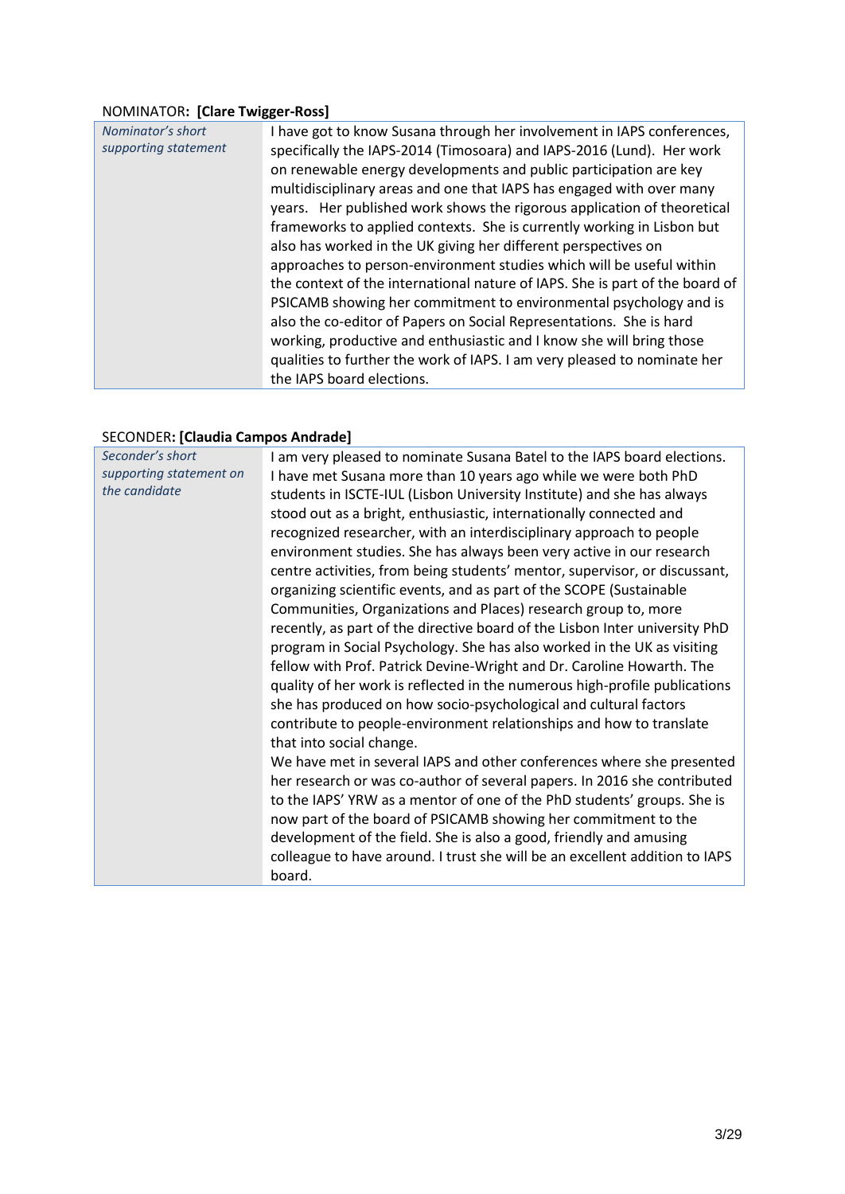NOMINATOR**: [Clare Twigger-Ross]**

| | |
|---|---|
| *Nominator's short supporting statement* | I have got to know Susana through her involvement in IAPS conferences, specifically the IAPS-2014 (Timosoara) and IAPS-2016 (Lund). Her work on renewable energy developments and public participation are key multidisciplinary areas and one that IAPS has engaged with over many years. Her published work shows the rigorous application of theoretical frameworks to applied contexts. She is currently working in Lisbon but also has worked in the UK giving her different perspectives on approaches to person-environment studies which will be useful within the context of the international nature of IAPS. She is part of the board of PSICAMB showing her commitment to environmental psychology and is also the co-editor of Papers on Social Representations. She is hard working, productive and enthusiastic and I know she will bring those qualities to further the work of IAPS. I am very pleased to nominate her the IAPS board elections. |

SECONDER**: [Claudia Campos Andrade]**

| | |
|---|---|
| *Seconder's short supporting statement on the candidate* | I am very pleased to nominate Susana Batel to the IAPS board elections. I have met Susana more than 10 years ago while we were both PhD students in ISCTE-IUL (Lisbon University Institute) and she has always stood out as a bright, enthusiastic, internationally connected and recognized researcher, with an interdisciplinary approach to people environment studies. She has always been very active in our research centre activities, from being students' mentor, supervisor, or discussant, organizing scientific events, and as part of the SCOPE (Sustainable Communities, Organizations and Places) research group to, more recently, as part of the directive board of the Lisbon Inter university PhD program in Social Psychology. She has also worked in the UK as visiting fellow with Prof. Patrick Devine-Wright and Dr. Caroline Howarth. The quality of her work is reflected in the numerous high-profile publications she has produced on how socio-psychological and cultural factors contribute to people-environment relationships and how to translate that into social change.<br>We have met in several IAPS and other conferences where she presented her research or was co-author of several papers. In 2016 she contributed to the IAPS' YRW as a mentor of one of the PhD students' groups. She is now part of the board of PSICAMB showing her commitment to the development of the field. She is also a good, friendly and amusing colleague to have around. I trust she will be an excellent addition to IAPS board. |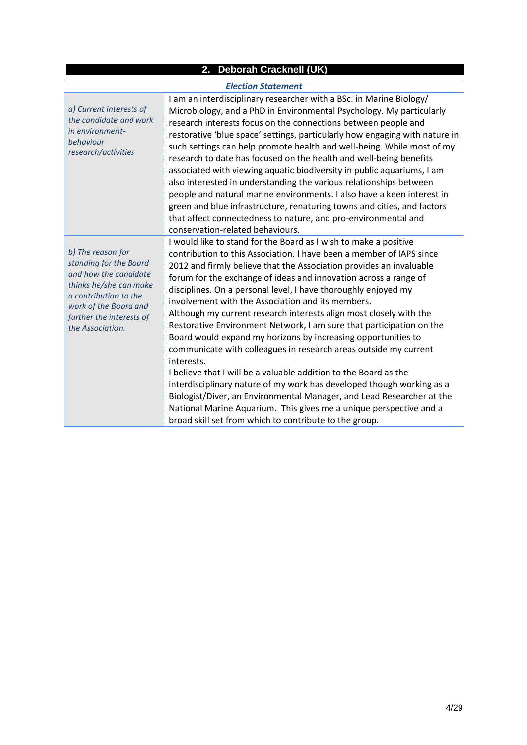## 2. Deborah Cracknell (UK)

| Election Statement | |
|---|---|
| *a) Current interests of the candidate and work in environment-behaviour research/activities* | I am an interdisciplinary researcher with a BSc. in Marine Biology/ Microbiology, and a PhD in Environmental Psychology. My particularly research interests focus on the connections between people and restorative 'blue space' settings, particularly how engaging with nature in such settings can help promote health and well-being. While most of my research to date has focused on the health and well-being benefits associated with viewing aquatic biodiversity in public aquariums, I am also interested in understanding the various relationships between people and natural marine environments. I also have a keen interest in green and blue infrastructure, renaturing towns and cities, and factors that affect connectedness to nature, and pro-environmental and conservation-related behaviours. |
| *b) The reason for standing for the Board and how the candidate thinks he/she can make a contribution to the work of the Board and further the interests of the Association.* | I would like to stand for the Board as I wish to make a positive contribution to this Association. I have been a member of IAPS since 2012 and firmly believe that the Association provides an invaluable forum for the exchange of ideas and innovation across a range of disciplines. On a personal level, I have thoroughly enjoyed my involvement with the Association and its members.<br>Although my current research interests align most closely with the Restorative Environment Network, I am sure that participation on the Board would expand my horizons by increasing opportunities to communicate with colleagues in research areas outside my current interests.<br>I believe that I will be a valuable addition to the Board as the interdisciplinary nature of my work has developed though working as a Biologist/Diver, an Environmental Manager, and Lead Researcher at the National Marine Aquarium. This gives me a unique perspective and a broad skill set from which to contribute to the group. |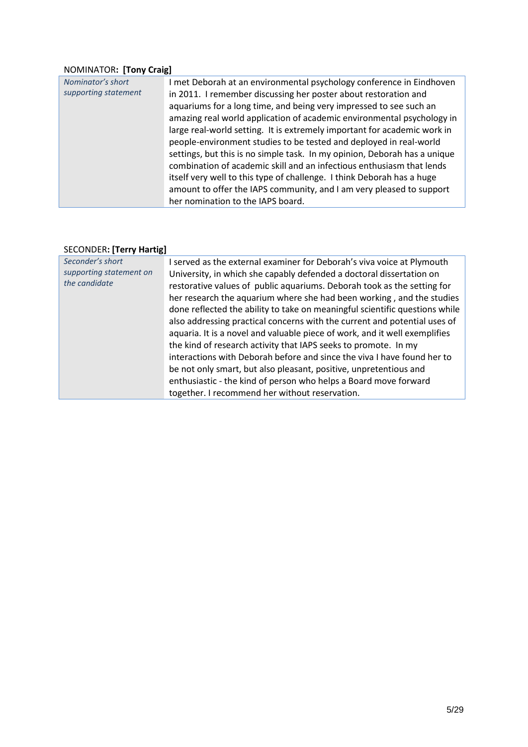NOMINATOR**: [Tony Craig]**

| | |
|---|---|
| *Nominator's short supporting statement* | I met Deborah at an environmental psychology conference in Eindhoven in 2011. I remember discussing her poster about restoration and aquariums for a long time, and being very impressed to see such an amazing real world application of academic environmental psychology in large real-world setting. It is extremely important for academic work in people-environment studies to be tested and deployed in real-world settings, but this is no simple task. In my opinion, Deborah has a unique combination of academic skill and an infectious enthusiasm that lends itself very well to this type of challenge. I think Deborah has a huge amount to offer the IAPS community, and I am very pleased to support her nomination to the IAPS board. |

SECONDER**: [Terry Hartig]**

| | |
|---|---|
| *Seconder's short supporting statement on the candidate* | I served as the external examiner for Deborah's viva voice at Plymouth University, in which she capably defended a doctoral dissertation on restorative values of public aquariums. Deborah took as the setting for her research the aquarium where she had been working , and the studies done reflected the ability to take on meaningful scientific questions while also addressing practical concerns with the current and potential uses of aquaria. It is a novel and valuable piece of work, and it well exemplifies the kind of research activity that IAPS seeks to promote. In my interactions with Deborah before and since the viva I have found her to be not only smart, but also pleasant, positive, unpretentious and enthusiastic - the kind of person who helps a Board move forward together. I recommend her without reservation. |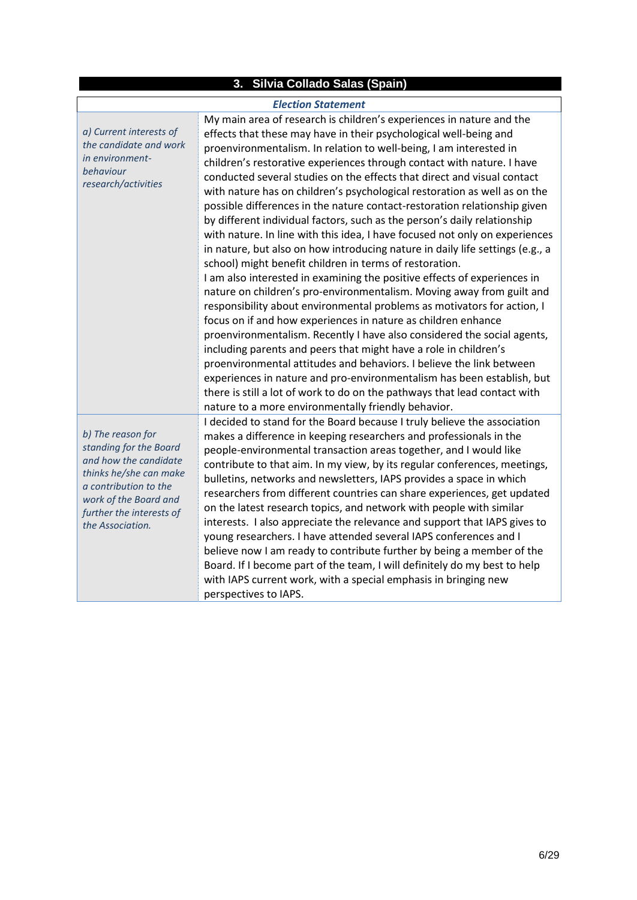## 3. Silvia Collado Salas (Spain)

| Election Statement | |
|---|---|
| *a) Current interests of the candidate and work in environment-behaviour research/activities* | My main area of research is children's experiences in nature and the effects that these may have in their psychological well-being and proenvironmentalism. In relation to well-being, I am interested in children's restorative experiences through contact with nature. I have conducted several studies on the effects that direct and visual contact with nature has on children's psychological restoration as well as on the possible differences in the nature contact-restoration relationship given by different individual factors, such as the person's daily relationship with nature. In line with this idea, I have focused not only on experiences in nature, but also on how introducing nature in daily life settings (e.g., a school) might benefit children in terms of restoration.<br>I am also interested in examining the positive effects of experiences in nature on children's pro-environmentalism. Moving away from guilt and responsibility about environmental problems as motivators for action, I focus on if and how experiences in nature as children enhance proenvironmentalism. Recently I have also considered the social agents, including parents and peers that might have a role in children's proenvironmental attitudes and behaviors. I believe the link between experiences in nature and pro-environmentalism has been establish, but there is still a lot of work to do on the pathways that lead contact with nature to a more environmentally friendly behavior. |
| *b) The reason for standing for the Board and how the candidate thinks he/she can make a contribution to the work of the Board and further the interests of the Association.* | I decided to stand for the Board because I truly believe the association makes a difference in keeping researchers and professionals in the people-environmental transaction areas together, and I would like contribute to that aim. In my view, by its regular conferences, meetings, bulletins, networks and newsletters, IAPS provides a space in which researchers from different countries can share experiences, get updated on the latest research topics, and network with people with similar interests. I also appreciate the relevance and support that IAPS gives to young researchers. I have attended several IAPS conferences and I believe now I am ready to contribute further by being a member of the Board. If I become part of the team, I will definitely do my best to help with IAPS current work, with a special emphasis in bringing new perspectives to IAPS. |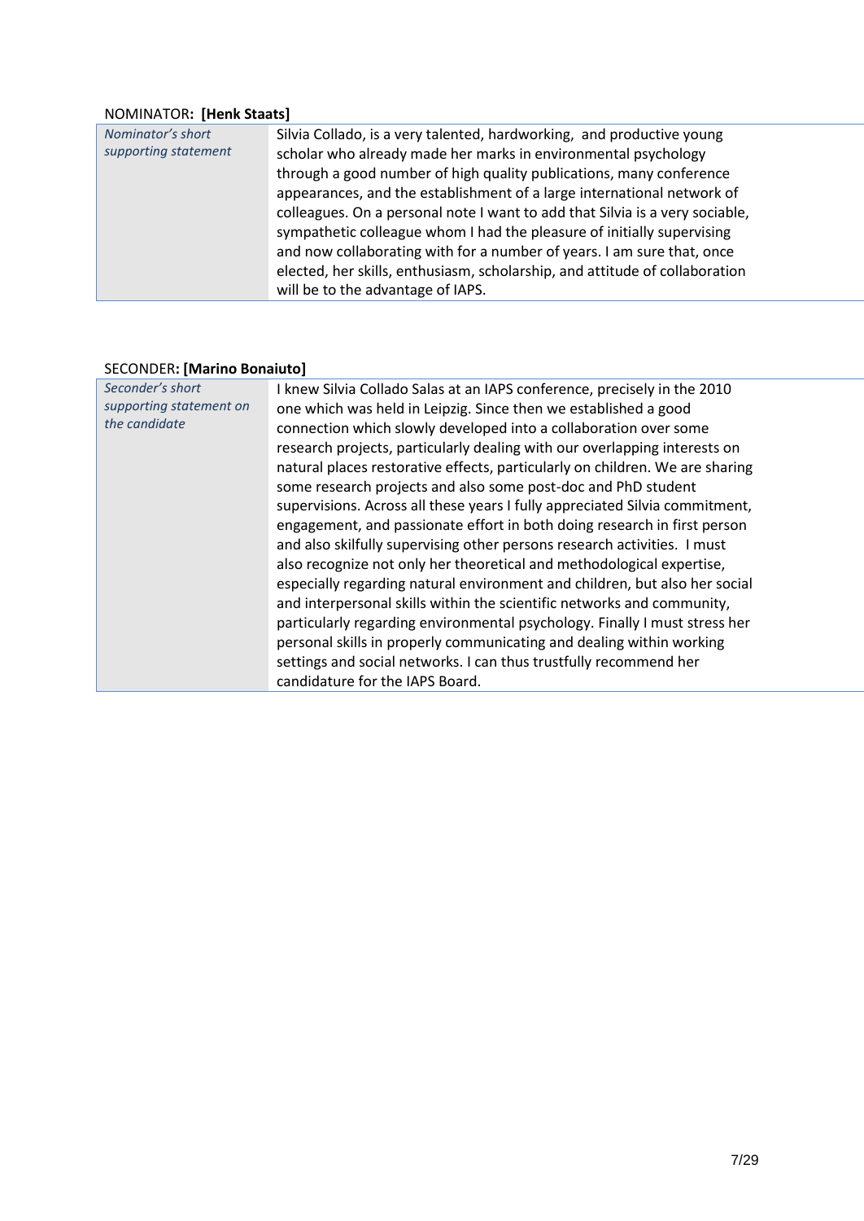NOMINATOR: **[Henk Staats]**

| | |
|---|---|
| *Nominator's short supporting statement* | Silvia Collado, is a very talented, hardworking, and productive young scholar who already made her marks in environmental psychology through a good number of high quality publications, many conference appearances, and the establishment of a large international network of colleagues. On a personal note I want to add that Silvia is a very sociable, sympathetic colleague whom I had the pleasure of initially supervising and now collaborating with for a number of years. I am sure that, once elected, her skills, enthusiasm, scholarship, and attitude of collaboration will be to the advantage of IAPS. |

SECONDER: **[Marino Bonaiuto]**

| | |
|---|---|
| *Seconder's short supporting statement on the candidate* | I knew Silvia Collado Salas at an IAPS conference, precisely in the 2010 one which was held in Leipzig. Since then we established a good connection which slowly developed into a collaboration over some research projects, particularly dealing with our overlapping interests on natural places restorative effects, particularly on children. We are sharing some research projects and also some post-doc and PhD student supervisions. Across all these years I fully appreciated Silvia commitment, engagement, and passionate effort in both doing research in first person and also skilfully supervising other persons research activities. I must also recognize not only her theoretical and methodological expertise, especially regarding natural environment and children, but also her social and interpersonal skills within the scientific networks and community, particularly regarding environmental psychology. Finally I must stress her personal skills in properly communicating and dealing within working settings and social networks. I can thus trustfully recommend her candidature for the IAPS Board. |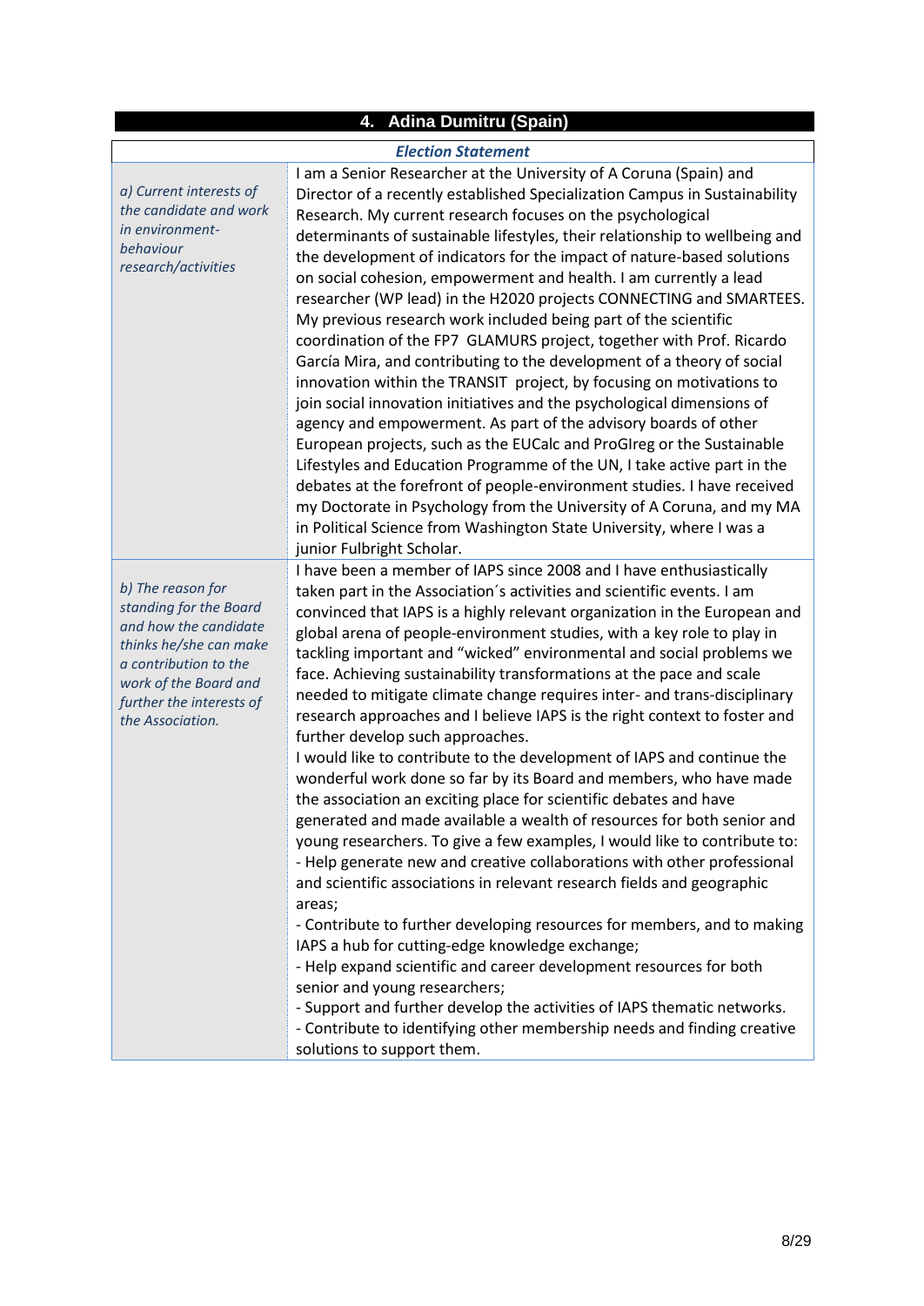## 4. Adina Dumitru (Spain)

| *Election Statement* | |
|---|---|
| *a) Current interests of the candidate and work in environment-behaviour research/activities* | I am a Senior Researcher at the University of A Coruna (Spain) and Director of a recently established Specialization Campus in Sustainability Research. My current research focuses on the psychological determinants of sustainable lifestyles, their relationship to wellbeing and the development of indicators for the impact of nature-based solutions on social cohesion, empowerment and health. I am currently a lead researcher (WP lead) in the H2020 projects CONNECTING and SMARTEES. My previous research work included being part of the scientific coordination of the FP7 GLAMURS project, together with Prof. Ricardo García Mira, and contributing to the development of a theory of social innovation within the TRANSIT project, by focusing on motivations to join social innovation initiatives and the psychological dimensions of agency and empowerment. As part of the advisory boards of other European projects, such as the EUCalc and ProGIreg or the Sustainable Lifestyles and Education Programme of the UN, I take active part in the debates at the forefront of people-environment studies. I have received my Doctorate in Psychology from the University of A Coruna, and my MA in Political Science from Washington State University, where I was a junior Fulbright Scholar. |
| *b) The reason for standing for the Board and how the candidate thinks he/she can make a contribution to the work of the Board and further the interests of the Association.* | I have been a member of IAPS since 2008 and I have enthusiastically taken part in the Association´s activities and scientific events. I am convinced that IAPS is a highly relevant organization in the European and global arena of people-environment studies, with a key role to play in tackling important and "wicked" environmental and social problems we face. Achieving sustainability transformations at the pace and scale needed to mitigate climate change requires inter- and trans-disciplinary research approaches and I believe IAPS is the right context to foster and further develop such approaches.<br>I would like to contribute to the development of IAPS and continue the wonderful work done so far by its Board and members, who have made the association an exciting place for scientific debates and have generated and made available a wealth of resources for both senior and young researchers. To give a few examples, I would like to contribute to:<br>- Help generate new and creative collaborations with other professional and scientific associations in relevant research fields and geographic areas;<br>- Contribute to further developing resources for members, and to making IAPS a hub for cutting-edge knowledge exchange;<br>- Help expand scientific and career development resources for both senior and young researchers;<br>- Support and further develop the activities of IAPS thematic networks.<br>- Contribute to identifying other membership needs and finding creative solutions to support them. |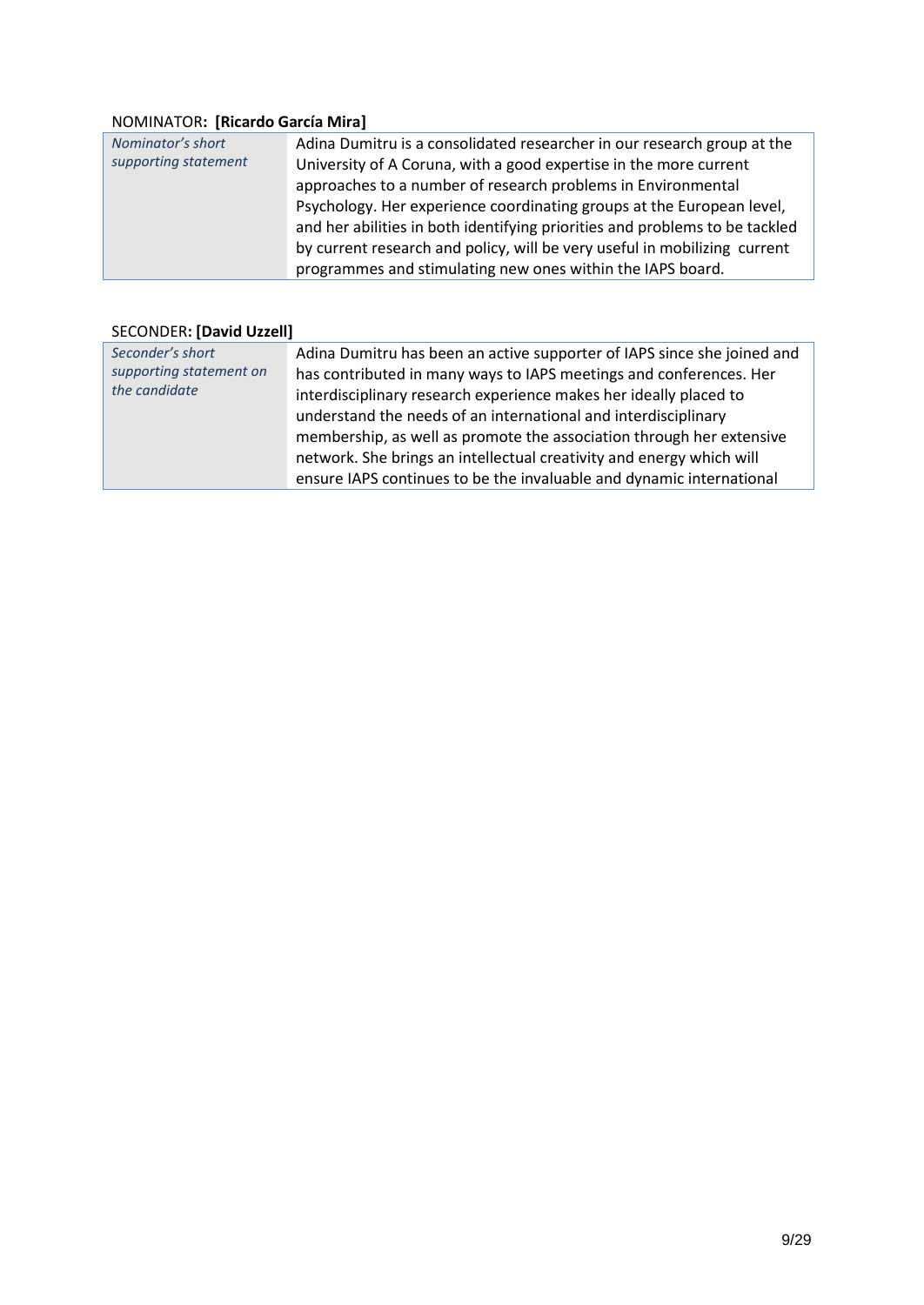NOMINATOR**: [Ricardo García Mira]**

| | |
|---|---|
| *Nominator's short supporting statement* | Adina Dumitru is a consolidated researcher in our research group at the University of A Coruna, with a good expertise in the more current approaches to a number of research problems in Environmental Psychology. Her experience coordinating groups at the European level, and her abilities in both identifying priorities and problems to be tackled by current research and policy, will be very useful in mobilizing current programmes and stimulating new ones within the IAPS board. |

SECONDER**: [David Uzzell]**

| | |
|---|---|
| *Seconder's short supporting statement on the candidate* | Adina Dumitru has been an active supporter of IAPS since she joined and has contributed in many ways to IAPS meetings and conferences. Her interdisciplinary research experience makes her ideally placed to understand the needs of an international and interdisciplinary membership, as well as promote the association through her extensive network. She brings an intellectual creativity and energy which will ensure IAPS continues to be the invaluable and dynamic international |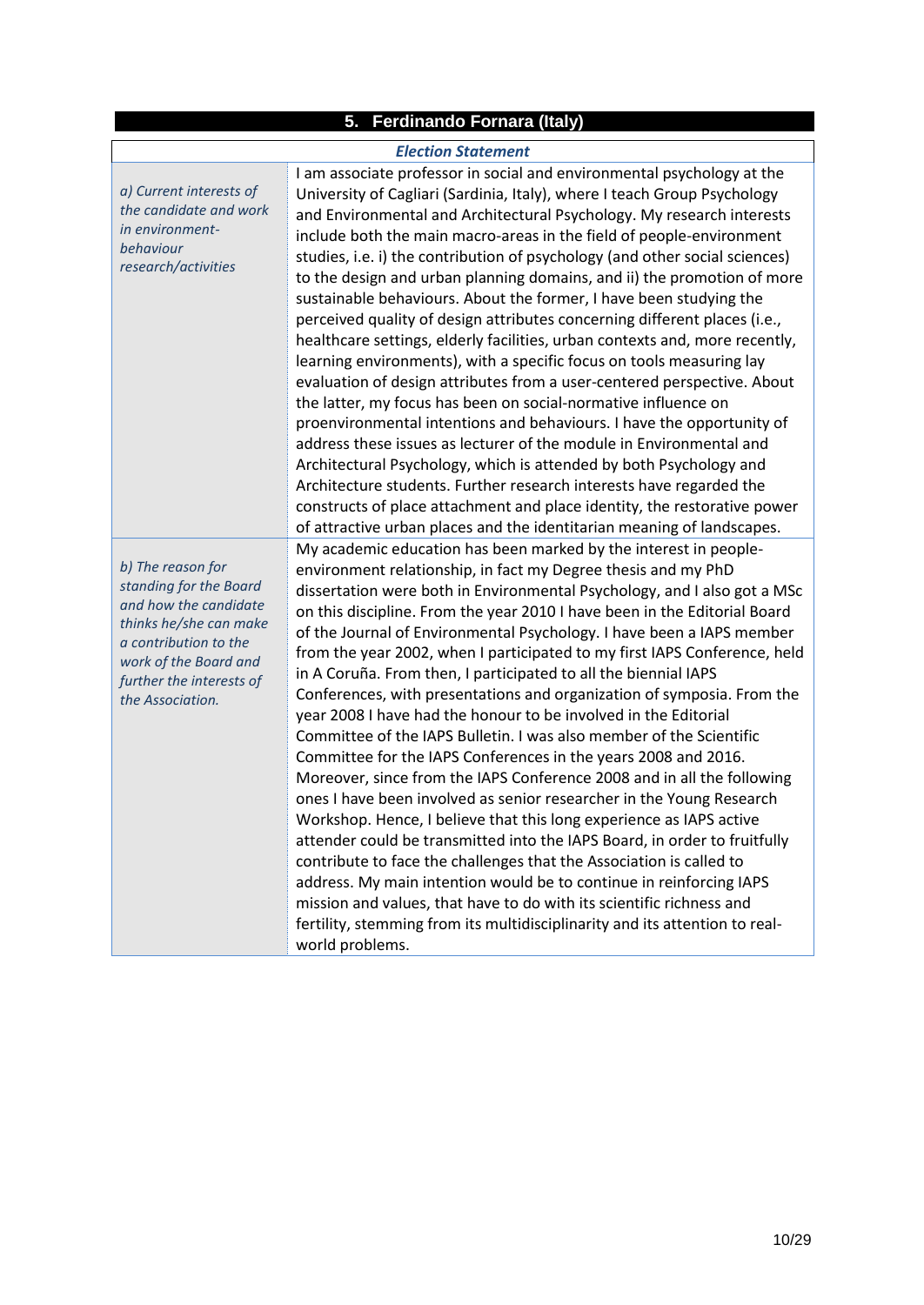## 5. Ferdinando Fornara (Italy)

| Election Statement | |
|---|---|
| *a) Current interests of the candidate and work in environment-behaviour research/activities* | I am associate professor in social and environmental psychology at the University of Cagliari (Sardinia, Italy), where I teach Group Psychology and Environmental and Architectural Psychology. My research interests include both the main macro-areas in the field of people-environment studies, i.e. i) the contribution of psychology (and other social sciences) to the design and urban planning domains, and ii) the promotion of more sustainable behaviours. About the former, I have been studying the perceived quality of design attributes concerning different places (i.e., healthcare settings, elderly facilities, urban contexts and, more recently, learning environments), with a specific focus on tools measuring lay evaluation of design attributes from a user-centered perspective. About the latter, my focus has been on social-normative influence on proenvironmental intentions and behaviours. I have the opportunity of address these issues as lecturer of the module in Environmental and Architectural Psychology, which is attended by both Psychology and Architecture students. Further research interests have regarded the constructs of place attachment and place identity, the restorative power of attractive urban places and the identitarian meaning of landscapes. |
| *b) The reason for standing for the Board and how the candidate thinks he/she can make a contribution to the work of the Board and further the interests of the Association.* | My academic education has been marked by the interest in people-environment relationship, in fact my Degree thesis and my PhD dissertation were both in Environmental Psychology, and I also got a MSc on this discipline. From the year 2010 I have been in the Editorial Board of the Journal of Environmental Psychology. I have been a IAPS member from the year 2002, when I participated to my first IAPS Conference, held in A Coruña. From then, I participated to all the biennial IAPS Conferences, with presentations and organization of symposia. From the year 2008 I have had the honour to be involved in the Editorial Committee of the IAPS Bulletin. I was also member of the Scientific Committee for the IAPS Conferences in the years 2008 and 2016. Moreover, since from the IAPS Conference 2008 and in all the following ones I have been involved as senior researcher in the Young Research Workshop. Hence, I believe that this long experience as IAPS active attender could be transmitted into the IAPS Board, in order to fruitfully contribute to face the challenges that the Association is called to address. My main intention would be to continue in reinforcing IAPS mission and values, that have to do with its scientific richness and fertility, stemming from its multidisciplinarity and its attention to real-world problems. |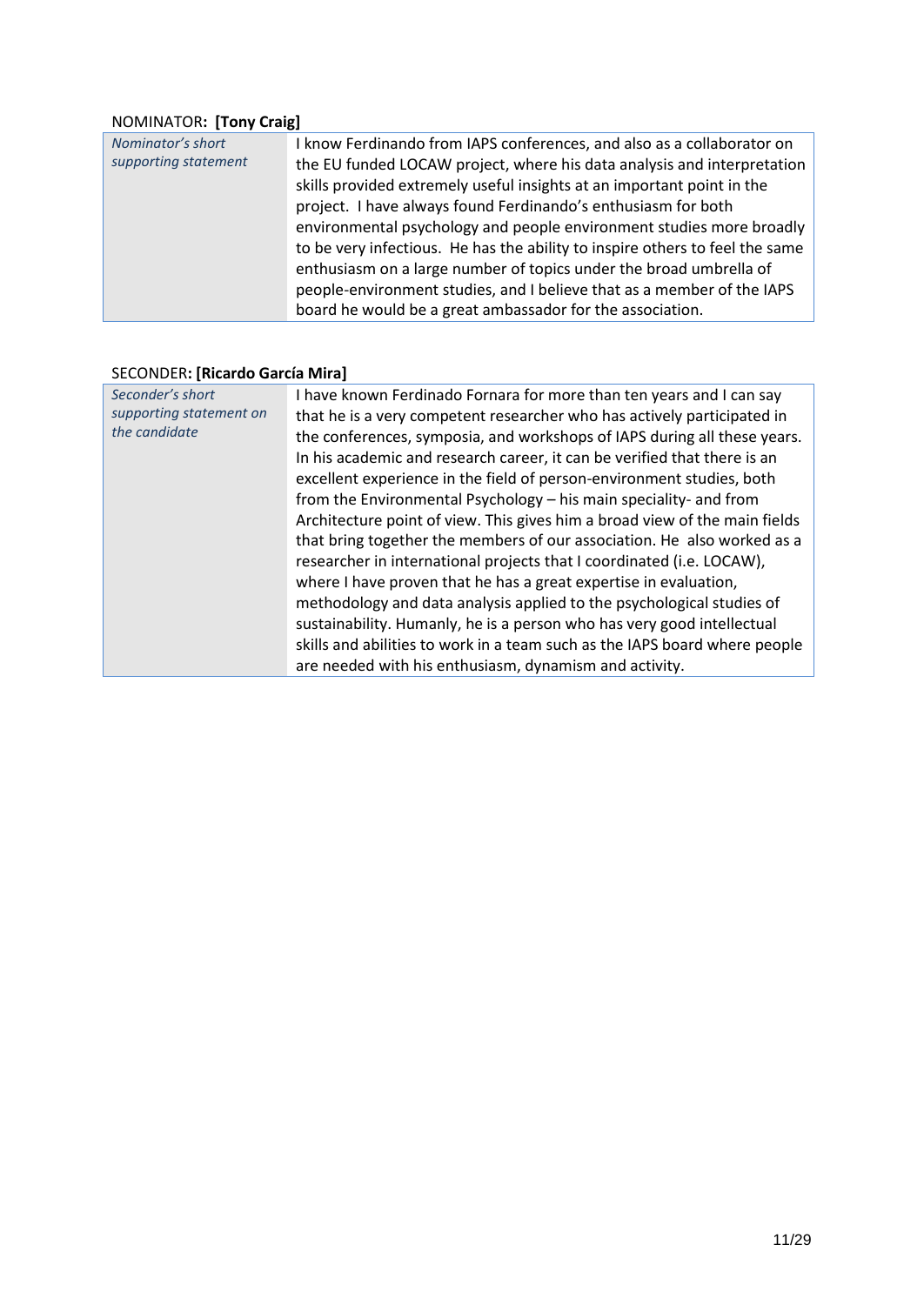NOMINATOR: **[Tony Craig]**

| | |
|---|---|
| *Nominator's short supporting statement* | I know Ferdinando from IAPS conferences, and also as a collaborator on the EU funded LOCAW project, where his data analysis and interpretation skills provided extremely useful insights at an important point in the project. I have always found Ferdinando's enthusiasm for both environmental psychology and people environment studies more broadly to be very infectious. He has the ability to inspire others to feel the same enthusiasm on a large number of topics under the broad umbrella of people-environment studies, and I believe that as a member of the IAPS board he would be a great ambassador for the association. |

SECONDER: **[Ricardo García Mira]**

| | |
|---|---|
| *Seconder's short supporting statement on the candidate* | I have known Ferdinado Fornara for more than ten years and I can say that he is a very competent researcher who has actively participated in the conferences, symposia, and workshops of IAPS during all these years. In his academic and research career, it can be verified that there is an excellent experience in the field of person-environment studies, both from the Environmental Psychology – his main speciality- and from Architecture point of view. This gives him a broad view of the main fields that bring together the members of our association. He also worked as a researcher in international projects that I coordinated (i.e. LOCAW), where I have proven that he has a great expertise in evaluation, methodology and data analysis applied to the psychological studies of sustainability. Humanly, he is a person who has very good intellectual skills and abilities to work in a team such as the IAPS board where people are needed with his enthusiasm, dynamism and activity. |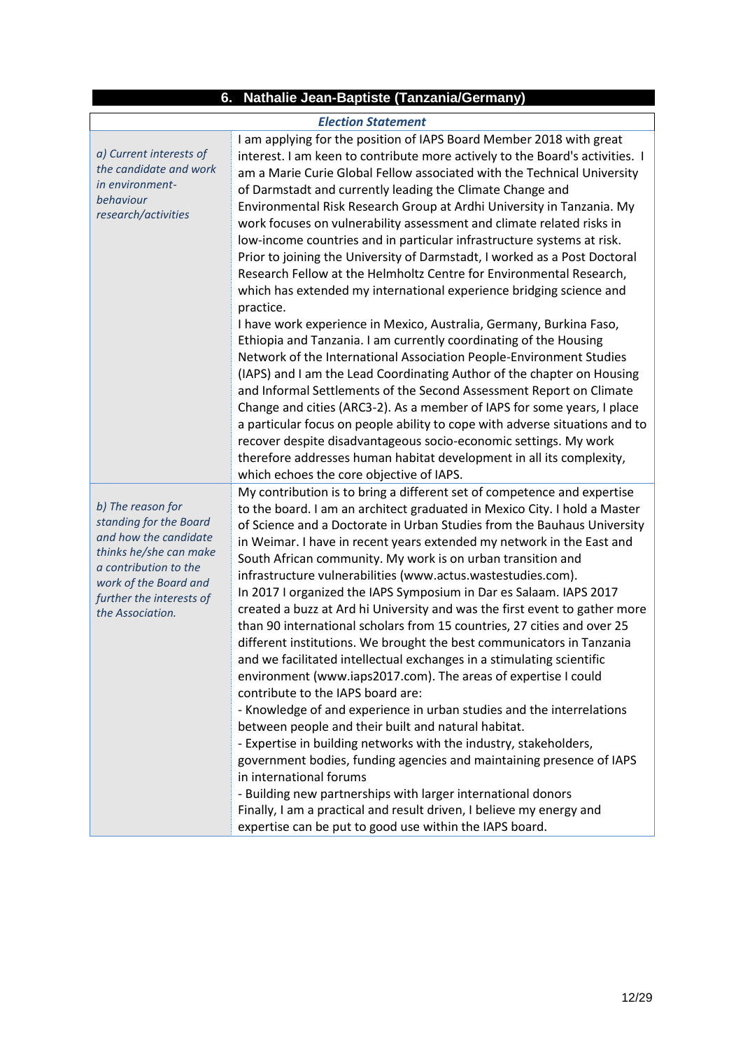## 6. Nathalie Jean-Baptiste (Tanzania/Germany)

| Election Statement | |
|---|---|
| *a) Current interests of the candidate and work in environment-behaviour research/activities* | I am applying for the position of IAPS Board Member 2018 with great interest. I am keen to contribute more actively to the Board's activities. I am a Marie Curie Global Fellow associated with the Technical University of Darmstadt and currently leading the Climate Change and Environmental Risk Research Group at Ardhi University in Tanzania. My work focuses on vulnerability assessment and climate related risks in low-income countries and in particular infrastructure systems at risk. Prior to joining the University of Darmstadt, I worked as a Post Doctoral Research Fellow at the Helmholtz Centre for Environmental Research, which has extended my international experience bridging science and practice.<br>I have work experience in Mexico, Australia, Germany, Burkina Faso, Ethiopia and Tanzania. I am currently coordinating of the Housing Network of the International Association People-Environment Studies (IAPS) and I am the Lead Coordinating Author of the chapter on Housing and Informal Settlements of the Second Assessment Report on Climate Change and cities (ARC3-2). As a member of IAPS for some years, I place a particular focus on people ability to cope with adverse situations and to recover despite disadvantageous socio-economic settings. My work therefore addresses human habitat development in all its complexity, which echoes the core objective of IAPS. |
| *b) The reason for standing for the Board and how the candidate thinks he/she can make a contribution to the work of the Board and further the interests of the Association.* | My contribution is to bring a different set of competence and expertise to the board. I am an architect graduated in Mexico City. I hold a Master of Science and a Doctorate in Urban Studies from the Bauhaus University in Weimar. I have in recent years extended my network in the East and South African community. My work is on urban transition and infrastructure vulnerabilities (www.actus.wastestudies.com).<br>In 2017 I organized the IAPS Symposium in Dar es Salaam. IAPS 2017 created a buzz at Ard hi University and was the first event to gather more than 90 international scholars from 15 countries, 27 cities and over 25 different institutions. We brought the best communicators in Tanzania and we facilitated intellectual exchanges in a stimulating scientific environment (www.iaps2017.com). The areas of expertise I could contribute to the IAPS board are:<br>- Knowledge of and experience in urban studies and the interrelations between people and their built and natural habitat.<br>- Expertise in building networks with the industry, stakeholders, government bodies, funding agencies and maintaining presence of IAPS in international forums<br>- Building new partnerships with larger international donors<br>Finally, I am a practical and result driven, I believe my energy and expertise can be put to good use within the IAPS board. |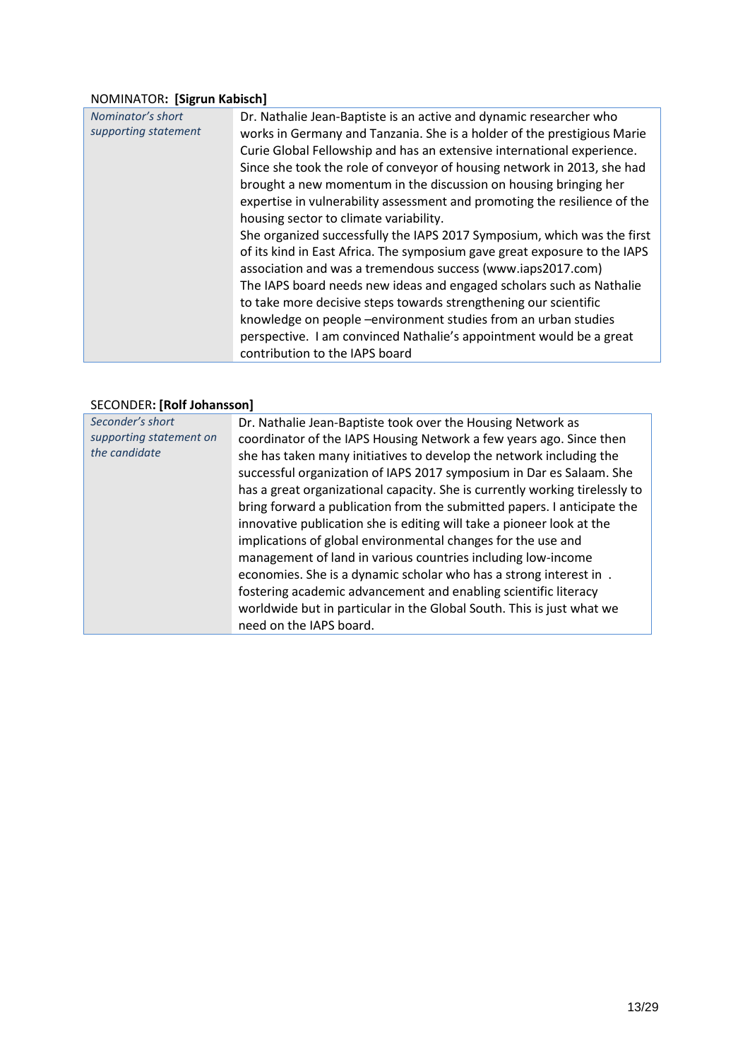NOMINATOR: **[Sigrun Kabisch]**

| | |
|---|---|
| *Nominator's short supporting statement* | Dr. Nathalie Jean-Baptiste is an active and dynamic researcher who works in Germany and Tanzania. She is a holder of the prestigious Marie Curie Global Fellowship and has an extensive international experience. Since she took the role of conveyor of housing network in 2013, she had brought a new momentum in the discussion on housing bringing her expertise in vulnerability assessment and promoting the resilience of the housing sector to climate variability.<br>She organized successfully the IAPS 2017 Symposium, which was the first of its kind in East Africa. The symposium gave great exposure to the IAPS association and was a tremendous success (www.iaps2017.com)<br>The IAPS board needs new ideas and engaged scholars such as Nathalie to take more decisive steps towards strengthening our scientific knowledge on people –environment studies from an urban studies perspective. I am convinced Nathalie's appointment would be a great contribution to the IAPS board |

SECONDER: **[Rolf Johansson]**

| | |
|---|---|
| *Seconder's short supporting statement on the candidate* | Dr. Nathalie Jean-Baptiste took over the Housing Network as coordinator of the IAPS Housing Network a few years ago. Since then she has taken many initiatives to develop the network including the successful organization of IAPS 2017 symposium in Dar es Salaam. She has a great organizational capacity. She is currently working tirelessly to bring forward a publication from the submitted papers. I anticipate the innovative publication she is editing will take a pioneer look at the implications of global environmental changes for the use and management of land in various countries including low-income economies. She is a dynamic scholar who has a strong interest in . fostering academic advancement and enabling scientific literacy worldwide but in particular in the Global South. This is just what we need on the IAPS board. |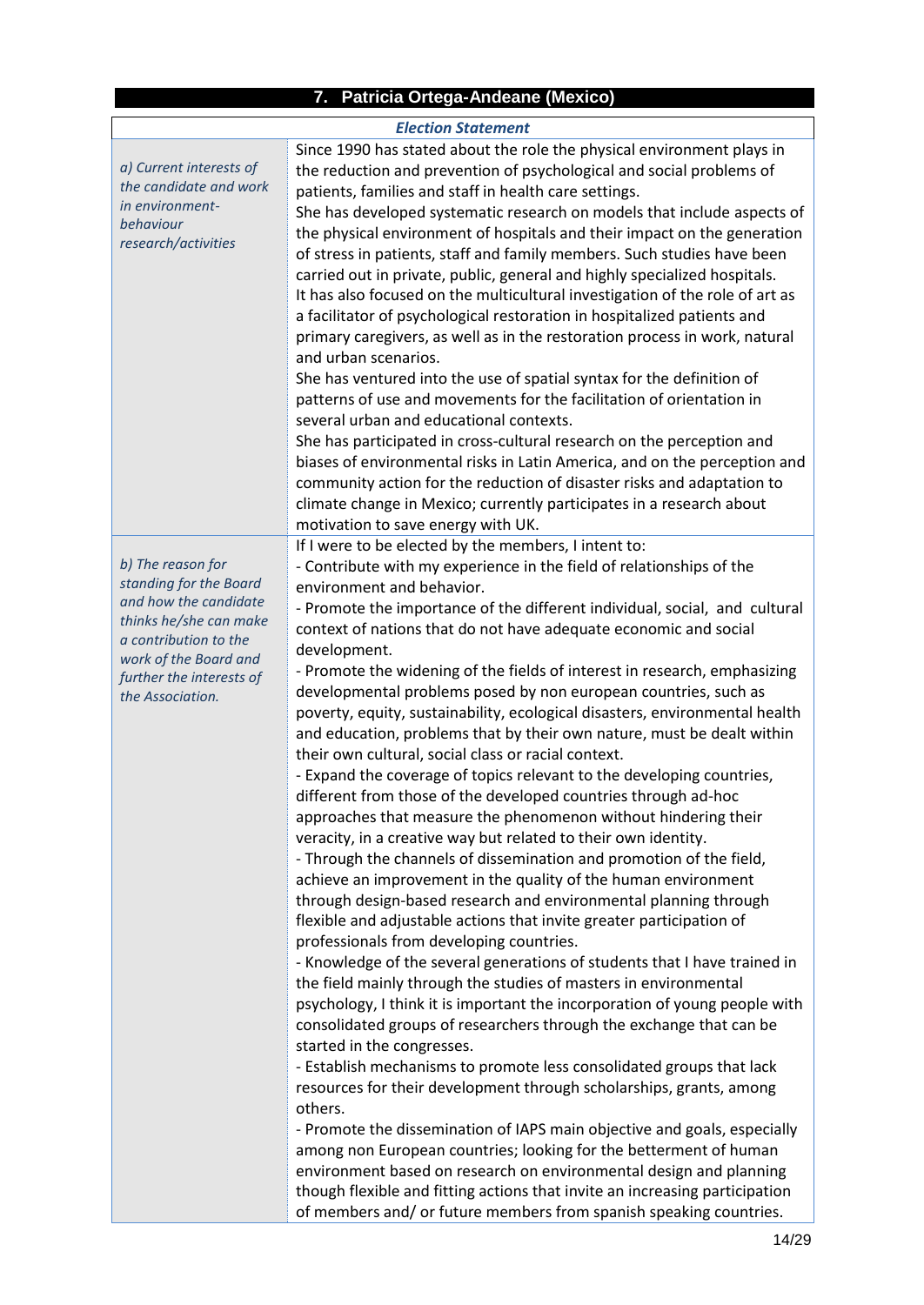## 7. Patricia Ortega-Andeane (Mexico)

| *Election Statement* | |
|---|---|
| *a) Current interests of the candidate and work in environment-behaviour research/activities* | Since 1990 has stated about the role the physical environment plays in the reduction and prevention of psychological and social problems of patients, families and staff in health care settings.<br>She has developed systematic research on models that include aspects of the physical environment of hospitals and their impact on the generation of stress in patients, staff and family members. Such studies have been carried out in private, public, general and highly specialized hospitals.<br>It has also focused on the multicultural investigation of the role of art as a facilitator of psychological restoration in hospitalized patients and primary caregivers, as well as in the restoration process in work, natural and urban scenarios.<br>She has ventured into the use of spatial syntax for the definition of patterns of use and movements for the facilitation of orientation in several urban and educational contexts.<br>She has participated in cross-cultural research on the perception and biases of environmental risks in Latin America, and on the perception and community action for the reduction of disaster risks and adaptation to climate change in Mexico; currently participates in a research about motivation to save energy with UK. |
| *b) The reason for standing for the Board and how the candidate thinks he/she can make a contribution to the work of the Board and further the interests of the Association.* | If I were to be elected by the members, I intent to:<br>- Contribute with my experience in the field of relationships of the environment and behavior.<br>- Promote the importance of the different individual, social, and cultural context of nations that do not have adequate economic and social development.<br>- Promote the widening of the fields of interest in research, emphasizing developmental problems posed by non european countries, such as poverty, equity, sustainability, ecological disasters, environmental health and education, problems that by their own nature, must be dealt within their own cultural, social class or racial context.<br>- Expand the coverage of topics relevant to the developing countries, different from those of the developed countries through ad-hoc approaches that measure the phenomenon without hindering their veracity, in a creative way but related to their own identity.<br>- Through the channels of dissemination and promotion of the field, achieve an improvement in the quality of the human environment through design-based research and environmental planning through flexible and adjustable actions that invite greater participation of professionals from developing countries.<br>- Knowledge of the several generations of students that I have trained in the field mainly through the studies of masters in environmental psychology, I think it is important the incorporation of young people with consolidated groups of researchers through the exchange that can be started in the congresses.<br>- Establish mechanisms to promote less consolidated groups that lack resources for their development through scholarships, grants, among others.<br>- Promote the dissemination of IAPS main objective and goals, especially among non European countries; looking for the betterment of human environment based on research on environmental design and planning though flexible and fitting actions that invite an increasing participation of members and/ or future members from spanish speaking countries. |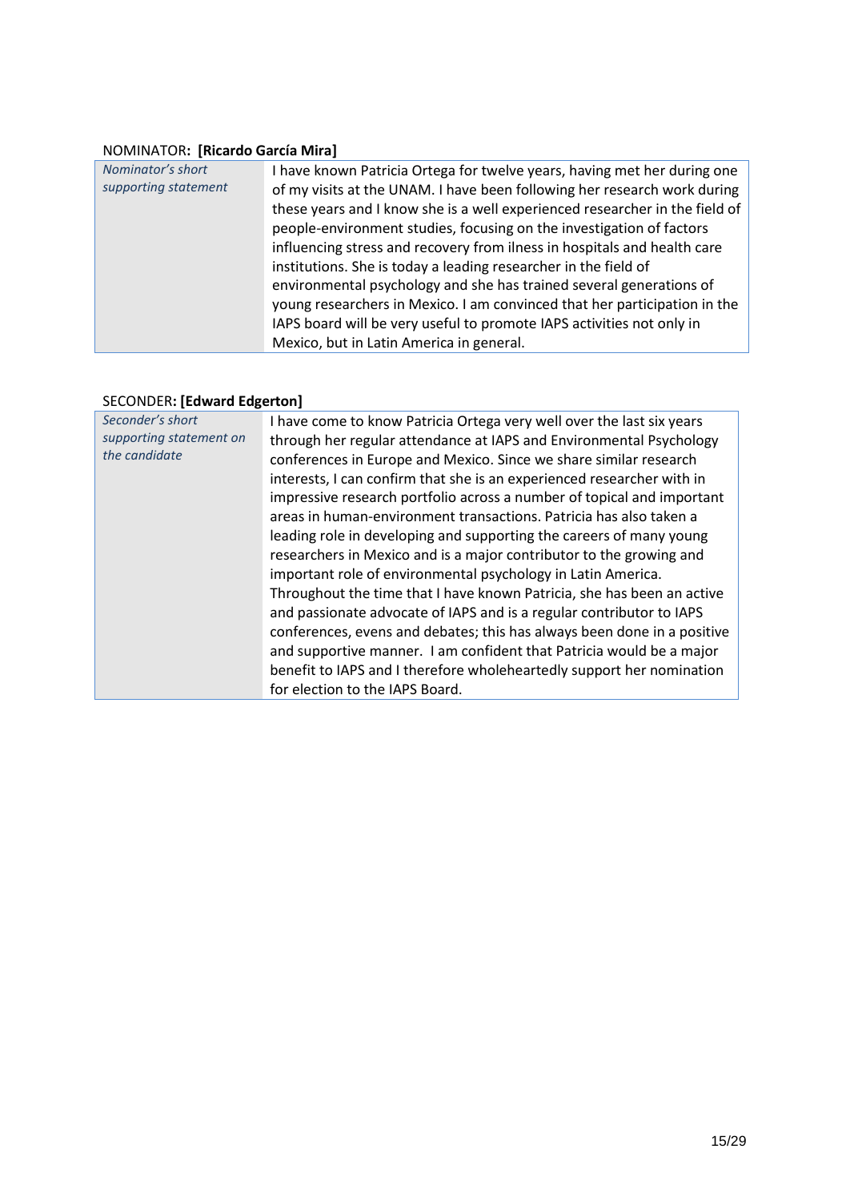NOMINATOR: **[Ricardo García Mira]**

| | |
|---|---|
| *Nominator's short supporting statement* | I have known Patricia Ortega for twelve years, having met her during one of my visits at the UNAM. I have been following her research work during these years and I know she is a well experienced researcher in the field of people-environment studies, focusing on the investigation of factors influencing stress and recovery from ilness in hospitals and health care institutions. She is today a leading researcher in the field of environmental psychology and she has trained several generations of young researchers in Mexico. I am convinced that her participation in the IAPS board will be very useful to promote IAPS activities not only in Mexico, but in Latin America in general. |

SECONDER: **[Edward Edgerton]**

| | |
|---|---|
| *Seconder's short supporting statement on the candidate* | I have come to know Patricia Ortega very well over the last six years through her regular attendance at IAPS and Environmental Psychology conferences in Europe and Mexico. Since we share similar research interests, I can confirm that she is an experienced researcher with in impressive research portfolio across a number of topical and important areas in human-environment transactions. Patricia has also taken a leading role in developing and supporting the careers of many young researchers in Mexico and is a major contributor to the growing and important role of environmental psychology in Latin America. Throughout the time that I have known Patricia, she has been an active and passionate advocate of IAPS and is a regular contributor to IAPS conferences, evens and debates; this has always been done in a positive and supportive manner. I am confident that Patricia would be a major benefit to IAPS and I therefore wholeheartedly support her nomination for election to the IAPS Board. |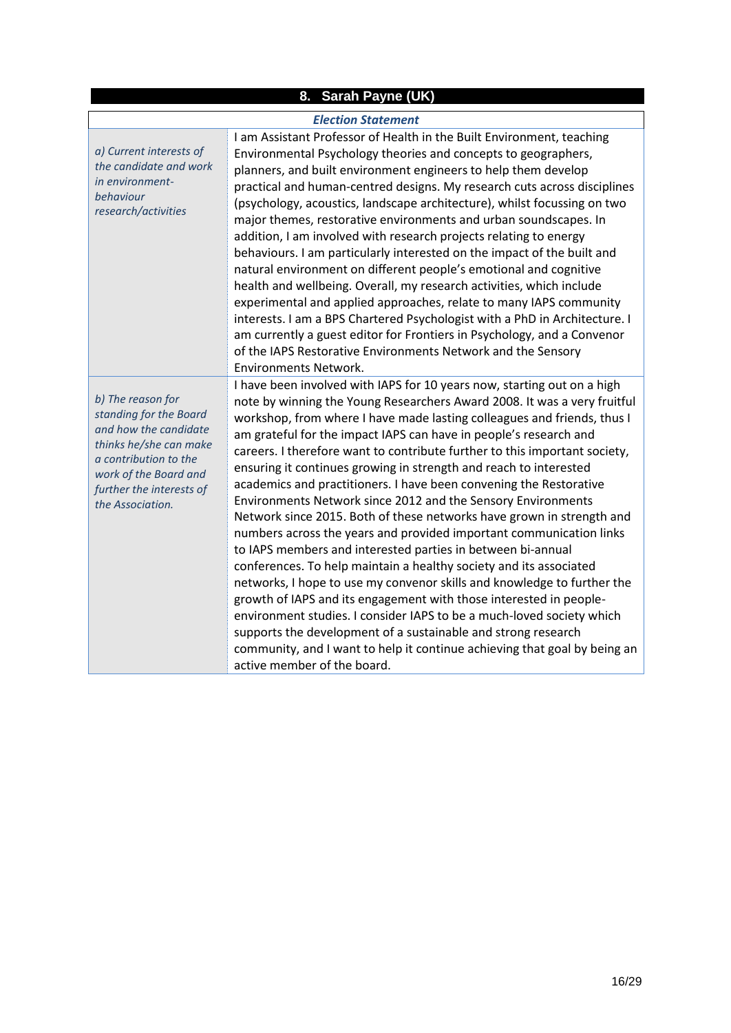## 8. Sarah Payne (UK)

| Election Statement | |
|---|---|
| *a) Current interests of the candidate and work in environment-behaviour research/activities* | I am Assistant Professor of Health in the Built Environment, teaching Environmental Psychology theories and concepts to geographers, planners, and built environment engineers to help them develop practical and human-centred designs. My research cuts across disciplines (psychology, acoustics, landscape architecture), whilst focussing on two major themes, restorative environments and urban soundscapes. In addition, I am involved with research projects relating to energy behaviours. I am particularly interested on the impact of the built and natural environment on different people's emotional and cognitive health and wellbeing. Overall, my research activities, which include experimental and applied approaches, relate to many IAPS community interests. I am a BPS Chartered Psychologist with a PhD in Architecture. I am currently a guest editor for Frontiers in Psychology, and a Convenor of the IAPS Restorative Environments Network and the Sensory Environments Network. |
| *b) The reason for standing for the Board and how the candidate thinks he/she can make a contribution to the work of the Board and further the interests of the Association.* | I have been involved with IAPS for 10 years now, starting out on a high note by winning the Young Researchers Award 2008. It was a very fruitful workshop, from where I have made lasting colleagues and friends, thus I am grateful for the impact IAPS can have in people's research and careers. I therefore want to contribute further to this important society, ensuring it continues growing in strength and reach to interested academics and practitioners. I have been convening the Restorative Environments Network since 2012 and the Sensory Environments Network since 2015. Both of these networks have grown in strength and numbers across the years and provided important communication links to IAPS members and interested parties in between bi-annual conferences. To help maintain a healthy society and its associated networks, I hope to use my convenor skills and knowledge to further the growth of IAPS and its engagement with those interested in people-environment studies. I consider IAPS to be a much-loved society which supports the development of a sustainable and strong research community, and I want to help it continue achieving that goal by being an active member of the board. |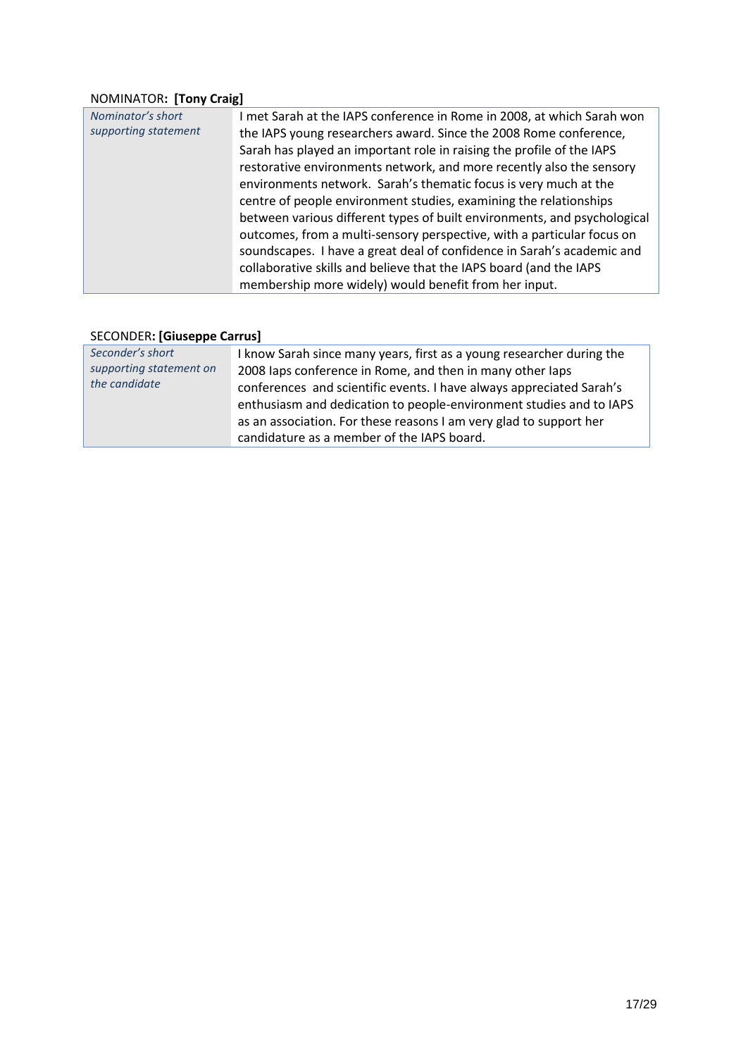NOMINATOR: **[Tony Craig]**

| | |
|---|---|
| *Nominator's short supporting statement* | I met Sarah at the IAPS conference in Rome in 2008, at which Sarah won the IAPS young researchers award. Since the 2008 Rome conference, Sarah has played an important role in raising the profile of the IAPS restorative environments network, and more recently also the sensory environments network. Sarah's thematic focus is very much at the centre of people environment studies, examining the relationships between various different types of built environments, and psychological outcomes, from a multi-sensory perspective, with a particular focus on soundscapes. I have a great deal of confidence in Sarah's academic and collaborative skills and believe that the IAPS board (and the IAPS membership more widely) would benefit from her input. |

SECONDER**: [Giuseppe Carrus]**

| | |
|---|---|
| *Seconder's short supporting statement on the candidate* | I know Sarah since many years, first as a young researcher during the 2008 Iaps conference in Rome, and then in many other Iaps conferences and scientific events. I have always appreciated Sarah's enthusiasm and dedication to people-environment studies and to IAPS as an association. For these reasons I am very glad to support her candidature as a member of the IAPS board. |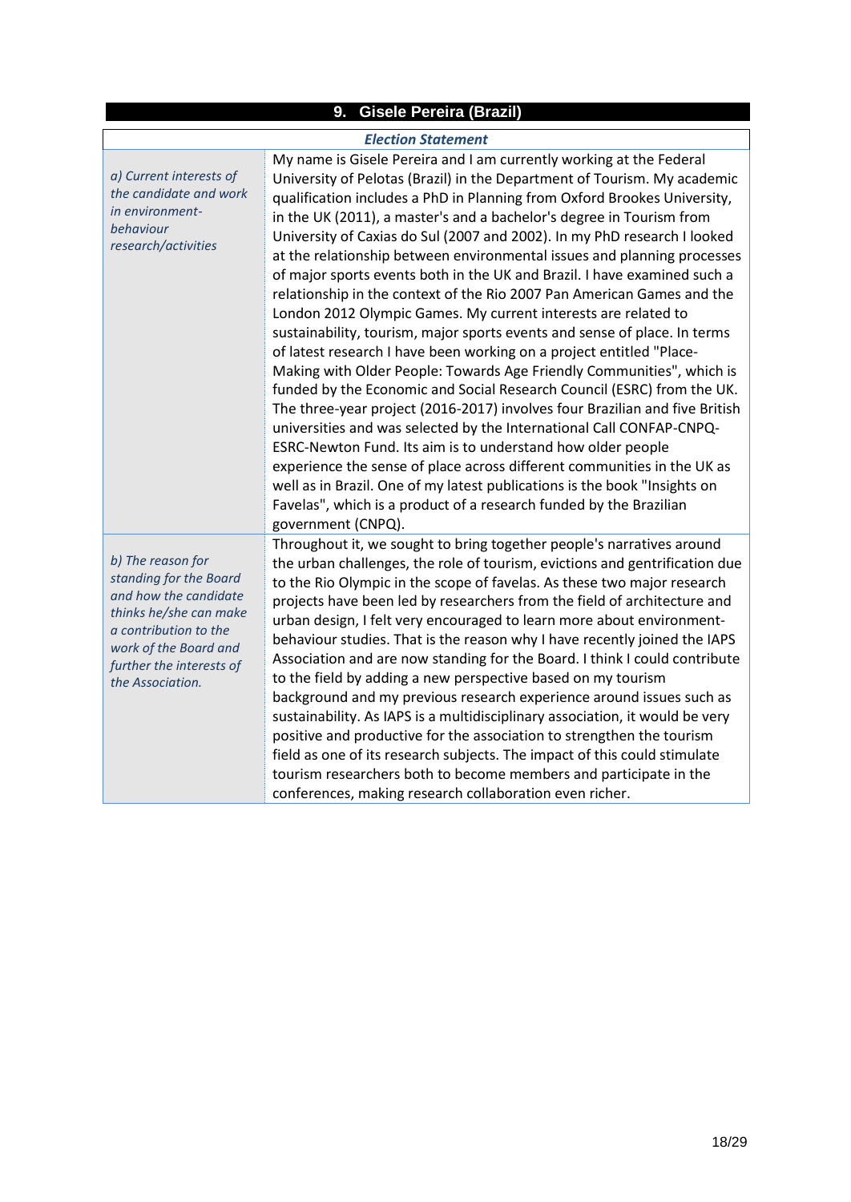## 9. Gisele Pereira (Brazil)

| *Election Statement* | |
|---|---|
| *a) Current interests of the candidate and work in environment-behaviour research/activities* | My name is Gisele Pereira and I am currently working at the Federal University of Pelotas (Brazil) in the Department of Tourism. My academic qualification includes a PhD in Planning from Oxford Brookes University, in the UK (2011), a master's and a bachelor's degree in Tourism from University of Caxias do Sul (2007 and 2002). In my PhD research I looked at the relationship between environmental issues and planning processes of major sports events both in the UK and Brazil. I have examined such a relationship in the context of the Rio 2007 Pan American Games and the London 2012 Olympic Games. My current interests are related to sustainability, tourism, major sports events and sense of place. In terms of latest research I have been working on a project entitled "Place-Making with Older People: Towards Age Friendly Communities", which is funded by the Economic and Social Research Council (ESRC) from the UK. The three-year project (2016-2017) involves four Brazilian and five British universities and was selected by the International Call CONFAP-CNPQ-ESRC-Newton Fund. Its aim is to understand how older people experience the sense of place across different communities in the UK as well as in Brazil. One of my latest publications is the book "Insights on Favelas", which is a product of a research funded by the Brazilian government (CNPQ). |
| *b) The reason for standing for the Board and how the candidate thinks he/she can make a contribution to the work of the Board and further the interests of the Association.* | Throughout it, we sought to bring together people's narratives around the urban challenges, the role of tourism, evictions and gentrification due to the Rio Olympic in the scope of favelas. As these two major research projects have been led by researchers from the field of architecture and urban design, I felt very encouraged to learn more about environment-behaviour studies. That is the reason why I have recently joined the IAPS Association and are now standing for the Board. I think I could contribute to the field by adding a new perspective based on my tourism background and my previous research experience around issues such as sustainability. As IAPS is a multidisciplinary association, it would be very positive and productive for the association to strengthen the tourism field as one of its research subjects. The impact of this could stimulate tourism researchers both to become members and participate in the conferences, making research collaboration even richer. |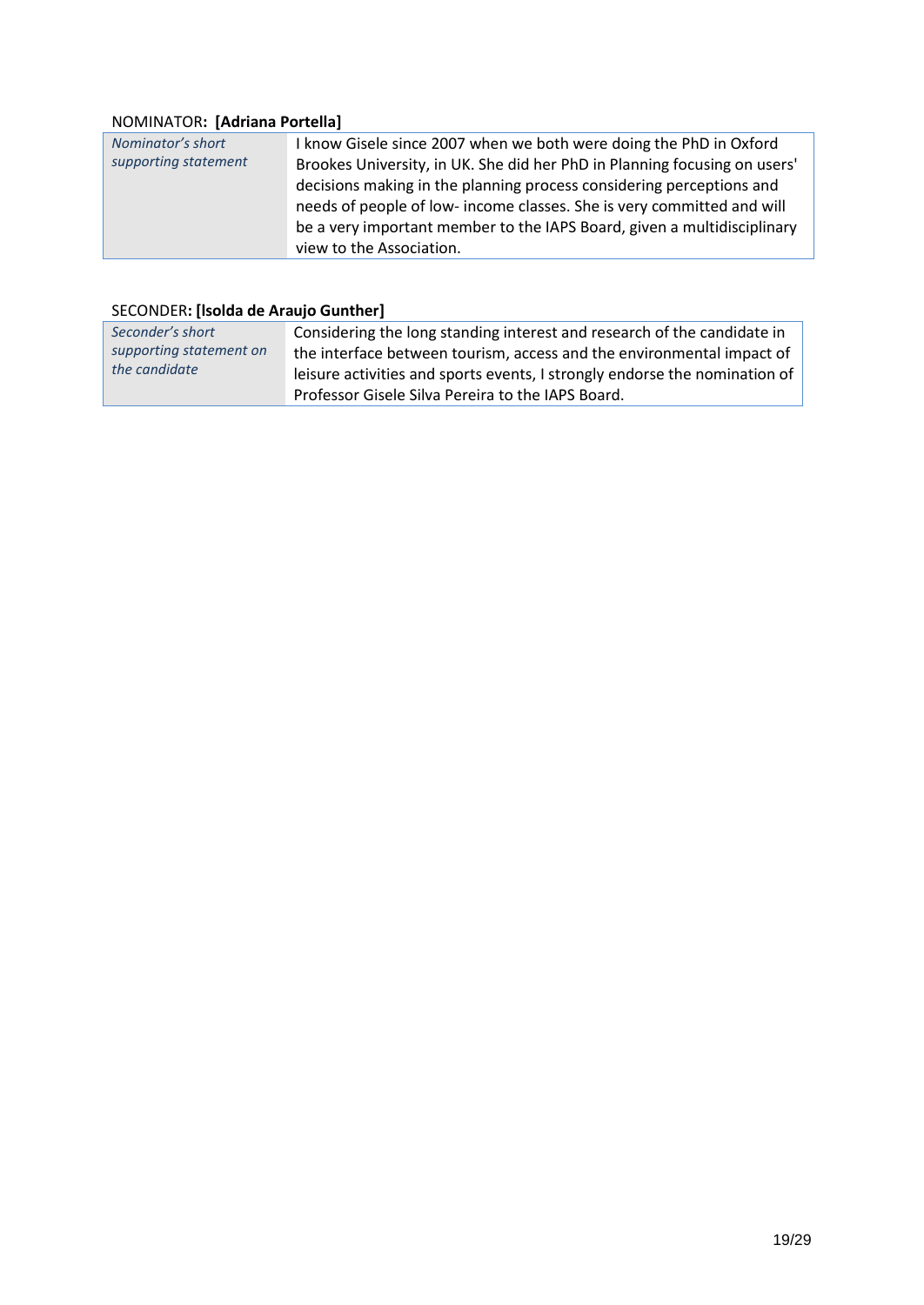NOMINATOR**: [Adriana Portella]**

| | |
|---|---|
| *Nominator's short supporting statement* | I know Gisele since 2007 when we both were doing the PhD in Oxford Brookes University, in UK. She did her PhD in Planning focusing on users' decisions making in the planning process considering perceptions and needs of people of low- income classes. She is very committed and will be a very important member to the IAPS Board, given a multidisciplinary view to the Association. |

SECONDER**: [Isolda de Araujo Gunther]**

| | |
|---|---|
| *Seconder's short supporting statement on the candidate* | Considering the long standing interest and research of the candidate in the interface between tourism, access and the environmental impact of leisure activities and sports events, I strongly endorse the nomination of Professor Gisele Silva Pereira to the IAPS Board. |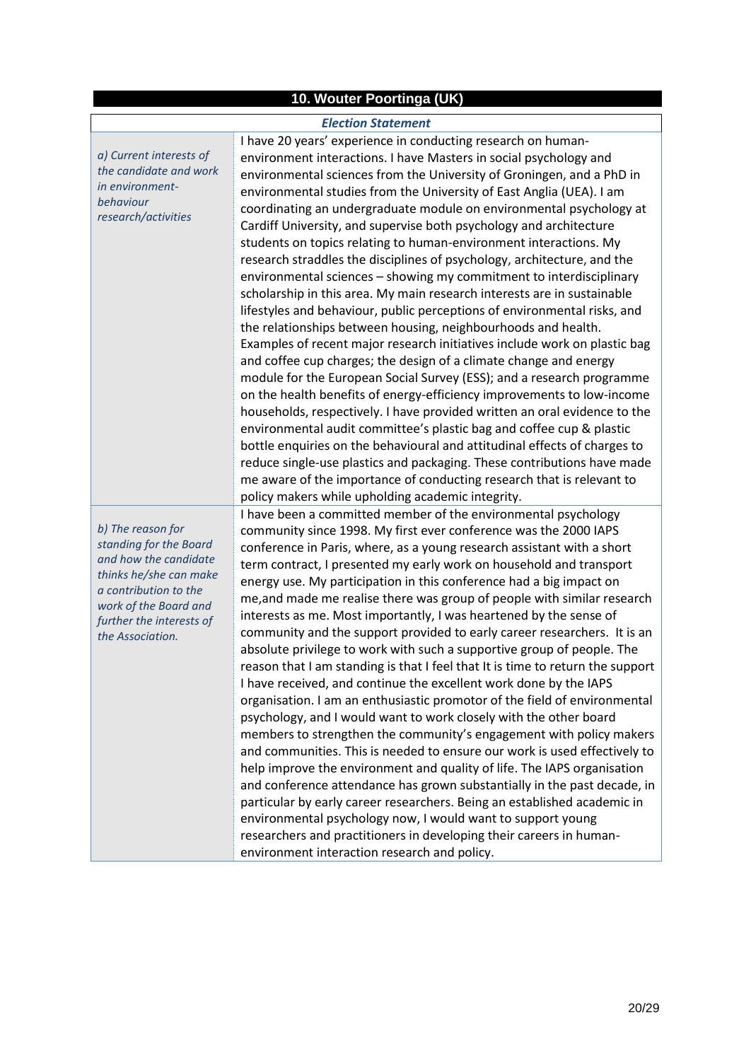## 10. Wouter Poortinga (UK)

| Election Statement | |
|---|---|
| *a) Current interests of the candidate and work in environment-behaviour research/activities* | I have 20 years' experience in conducting research on human-environment interactions. I have Masters in social psychology and environmental sciences from the University of Groningen, and a PhD in environmental studies from the University of East Anglia (UEA). I am coordinating an undergraduate module on environmental psychology at Cardiff University, and supervise both psychology and architecture students on topics relating to human-environment interactions. My research straddles the disciplines of psychology, architecture, and the environmental sciences – showing my commitment to interdisciplinary scholarship in this area. My main research interests are in sustainable lifestyles and behaviour, public perceptions of environmental risks, and the relationships between housing, neighbourhoods and health. Examples of recent major research initiatives include work on plastic bag and coffee cup charges; the design of a climate change and energy module for the European Social Survey (ESS); and a research programme on the health benefits of energy-efficiency improvements to low-income households, respectively. I have provided written an oral evidence to the environmental audit committee's plastic bag and coffee cup & plastic bottle enquiries on the behavioural and attitudinal effects of charges to reduce single-use plastics and packaging. These contributions have made me aware of the importance of conducting research that is relevant to policy makers while upholding academic integrity. |
| *b) The reason for standing for the Board and how the candidate thinks he/she can make a contribution to the work of the Board and further the interests of the Association.* | I have been a committed member of the environmental psychology community since 1998. My first ever conference was the 2000 IAPS conference in Paris, where, as a young research assistant with a short term contract, I presented my early work on household and transport energy use. My participation in this conference had a big impact on me,and made me realise there was group of people with similar research interests as me. Most importantly, I was heartened by the sense of community and the support provided to early career researchers. It is an absolute privilege to work with such a supportive group of people. The reason that I am standing is that I feel that It is time to return the support I have received, and continue the excellent work done by the IAPS organisation. I am an enthusiastic promotor of the field of environmental psychology, and I would want to work closely with the other board members to strengthen the community's engagement with policy makers and communities. This is needed to ensure our work is used effectively to help improve the environment and quality of life. The IAPS organisation and conference attendance has grown substantially in the past decade, in particular by early career researchers. Being an established academic in environmental psychology now, I would want to support young researchers and practitioners in developing their careers in human-environment interaction research and policy. |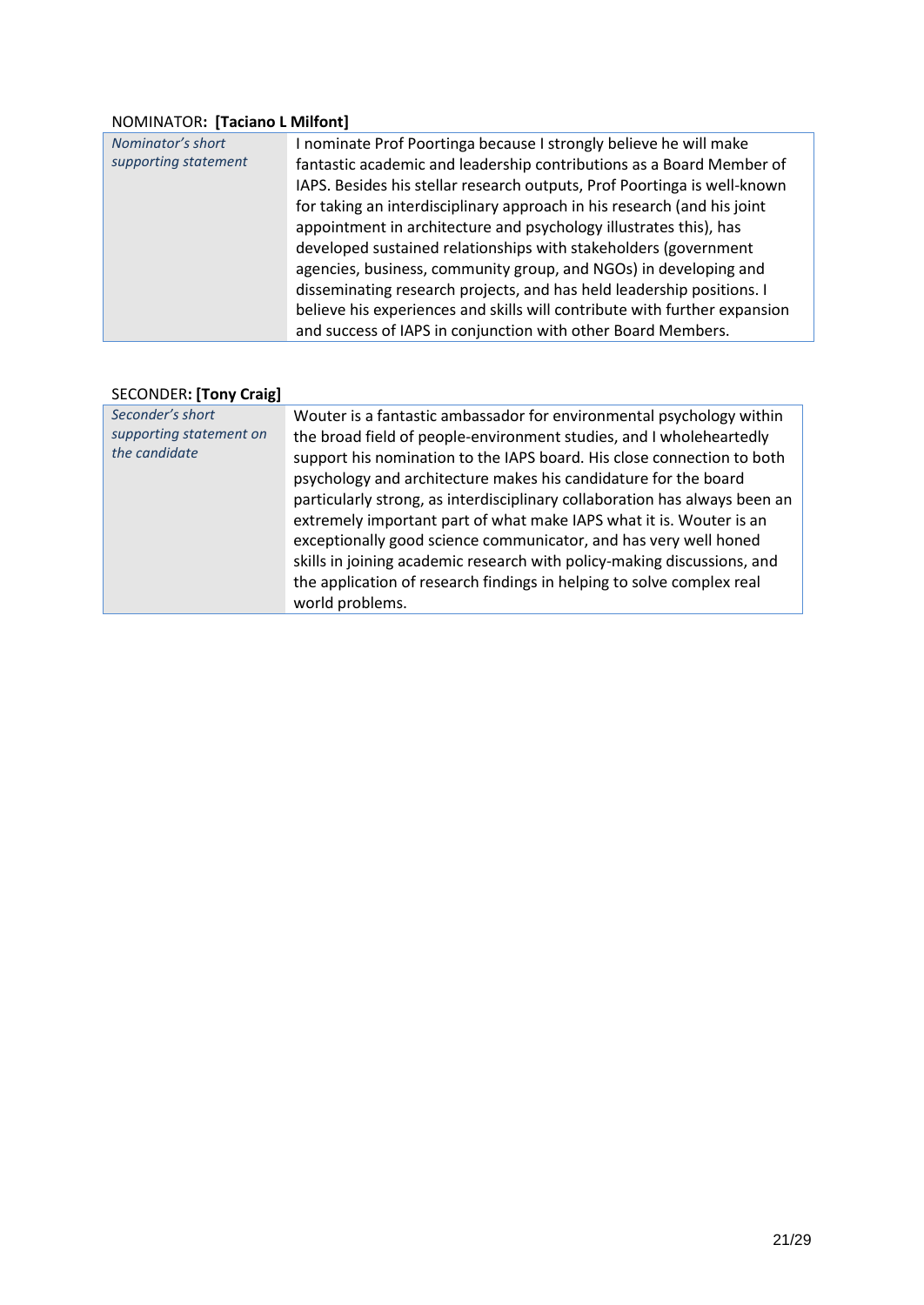NOMINATOR: **[Taciano L Milfont]**

| | |
|---|---|
| *Nominator's short supporting statement* | I nominate Prof Poortinga because I strongly believe he will make fantastic academic and leadership contributions as a Board Member of IAPS. Besides his stellar research outputs, Prof Poortinga is well-known for taking an interdisciplinary approach in his research (and his joint appointment in architecture and psychology illustrates this), has developed sustained relationships with stakeholders (government agencies, business, community group, and NGOs) in developing and disseminating research projects, and has held leadership positions. I believe his experiences and skills will contribute with further expansion and success of IAPS in conjunction with other Board Members. |

SECONDER: **[Tony Craig]**

| | |
|---|---|
| *Seconder's short supporting statement on the candidate* | Wouter is a fantastic ambassador for environmental psychology within the broad field of people-environment studies, and I wholeheartedly support his nomination to the IAPS board. His close connection to both psychology and architecture makes his candidature for the board particularly strong, as interdisciplinary collaboration has always been an extremely important part of what make IAPS what it is. Wouter is an exceptionally good science communicator, and has very well honed skills in joining academic research with policy-making discussions, and the application of research findings in helping to solve complex real world problems. |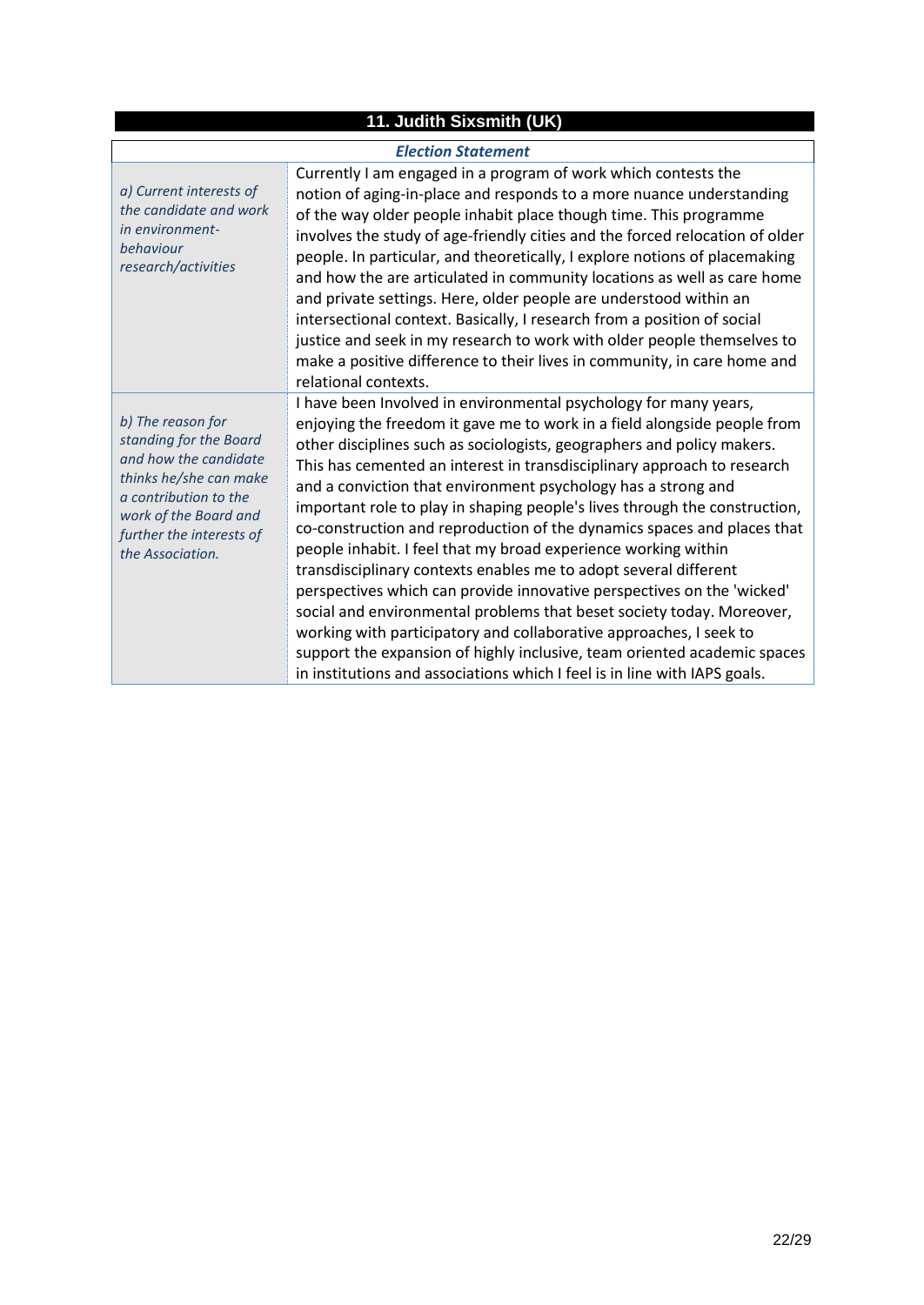## 11. Judith Sixsmith (UK)

| Election Statement | |
|---|---|
| *a) Current interests of the candidate and work in environment-behaviour research/activities* | Currently I am engaged in a program of work which contests the notion of aging-in-place and responds to a more nuance understanding of the way older people inhabit place though time. This programme involves the study of age-friendly cities and the forced relocation of older people. In particular, and theoretically, I explore notions of placemaking and how the are articulated in community locations as well as care home and private settings. Here, older people are understood within an intersectional context. Basically, I research from a position of social justice and seek in my research to work with older people themselves to make a positive difference to their lives in community, in care home and relational contexts. |
| *b) The reason for standing for the Board and how the candidate thinks he/she can make a contribution to the work of the Board and further the interests of the Association.* | I have been Involved in environmental psychology for many years, enjoying the freedom it gave me to work in a field alongside people from other disciplines such as sociologists, geographers and policy makers. This has cemented an interest in transdisciplinary approach to research and a conviction that environment psychology has a strong and important role to play in shaping people's lives through the construction, co-construction and reproduction of the dynamics spaces and places that people inhabit. I feel that my broad experience working within transdisciplinary contexts enables me to adopt several different perspectives which can provide innovative perspectives on the 'wicked' social and environmental problems that beset society today. Moreover, working with participatory and collaborative approaches, I seek to support the expansion of highly inclusive, team oriented academic spaces in institutions and associations which I feel is in line with IAPS goals. |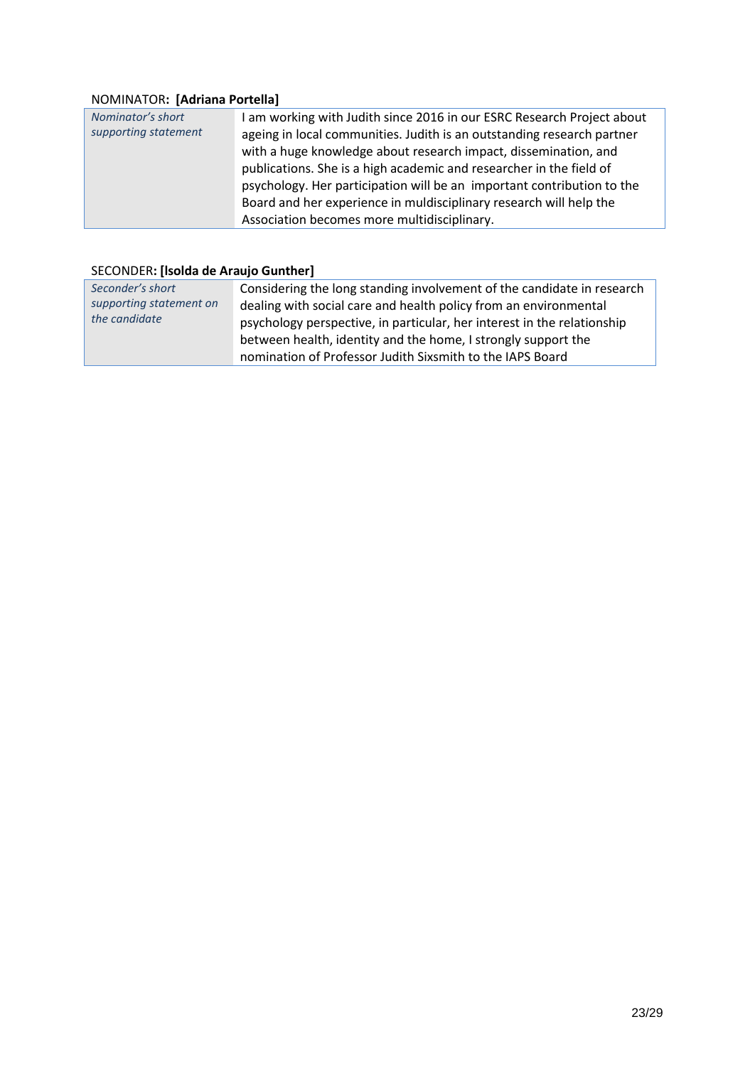NOMINATOR: **[Adriana Portella]**

| | |
|---|---|
| *Nominator's short supporting statement* | I am working with Judith since 2016 in our ESRC Research Project about ageing in local communities. Judith is an outstanding research partner with a huge knowledge about research impact, dissemination, and publications. She is a high academic and researcher in the field of psychology. Her participation will be an important contribution to the Board and her experience in muldisciplinary research will help the Association becomes more multidisciplinary. |

SECONDER: **[Isolda de Araujo Gunther]**

| | |
|---|---|
| *Seconder's short supporting statement on the candidate* | Considering the long standing involvement of the candidate in research dealing with social care and health policy from an environmental psychology perspective, in particular, her interest in the relationship between health, identity and the home, I strongly support the nomination of Professor Judith Sixsmith to the IAPS Board |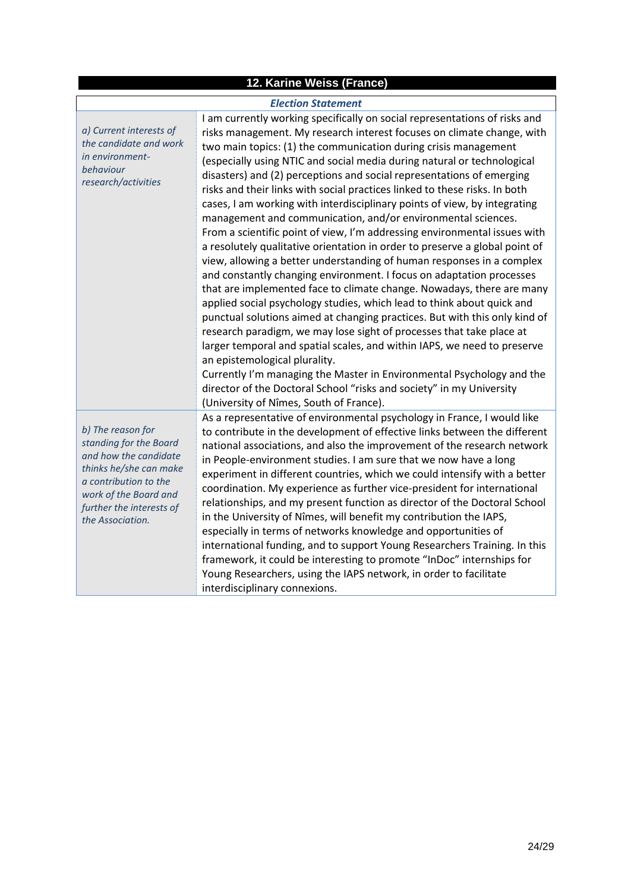## 12. Karine Weiss (France)

| Election Statement | |
|---|---|
| *a) Current interests of the candidate and work in environment-behaviour research/activities* | I am currently working specifically on social representations of risks and risks management. My research interest focuses on climate change, with two main topics: (1) the communication during crisis management (especially using NTIC and social media during natural or technological disasters) and (2) perceptions and social representations of emerging risks and their links with social practices linked to these risks. In both cases, I am working with interdisciplinary points of view, by integrating management and communication, and/or environmental sciences.<br>From a scientific point of view, I'm addressing environmental issues with a resolutely qualitative orientation in order to preserve a global point of view, allowing a better understanding of human responses in a complex and constantly changing environment. I focus on adaptation processes that are implemented face to climate change. Nowadays, there are many applied social psychology studies, which lead to think about quick and punctual solutions aimed at changing practices. But with this only kind of research paradigm, we may lose sight of processes that take place at larger temporal and spatial scales, and within IAPS, we need to preserve an epistemological plurality.<br>Currently I'm managing the Master in Environmental Psychology and the director of the Doctoral School "risks and society" in my University (University of Nîmes, South of France). |
| *b) The reason for standing for the Board and how the candidate thinks he/she can make a contribution to the work of the Board and further the interests of the Association.* | As a representative of environmental psychology in France, I would like to contribute in the development of effective links between the different national associations, and also the improvement of the research network in People-environment studies. I am sure that we now have a long experiment in different countries, which we could intensify with a better coordination. My experience as further vice-president for international relationships, and my present function as director of the Doctoral School in the University of Nîmes, will benefit my contribution the IAPS, especially in terms of networks knowledge and opportunities of international funding, and to support Young Researchers Training. In this framework, it could be interesting to promote "InDoc" internships for Young Researchers, using the IAPS network, in order to facilitate interdisciplinary connexions. |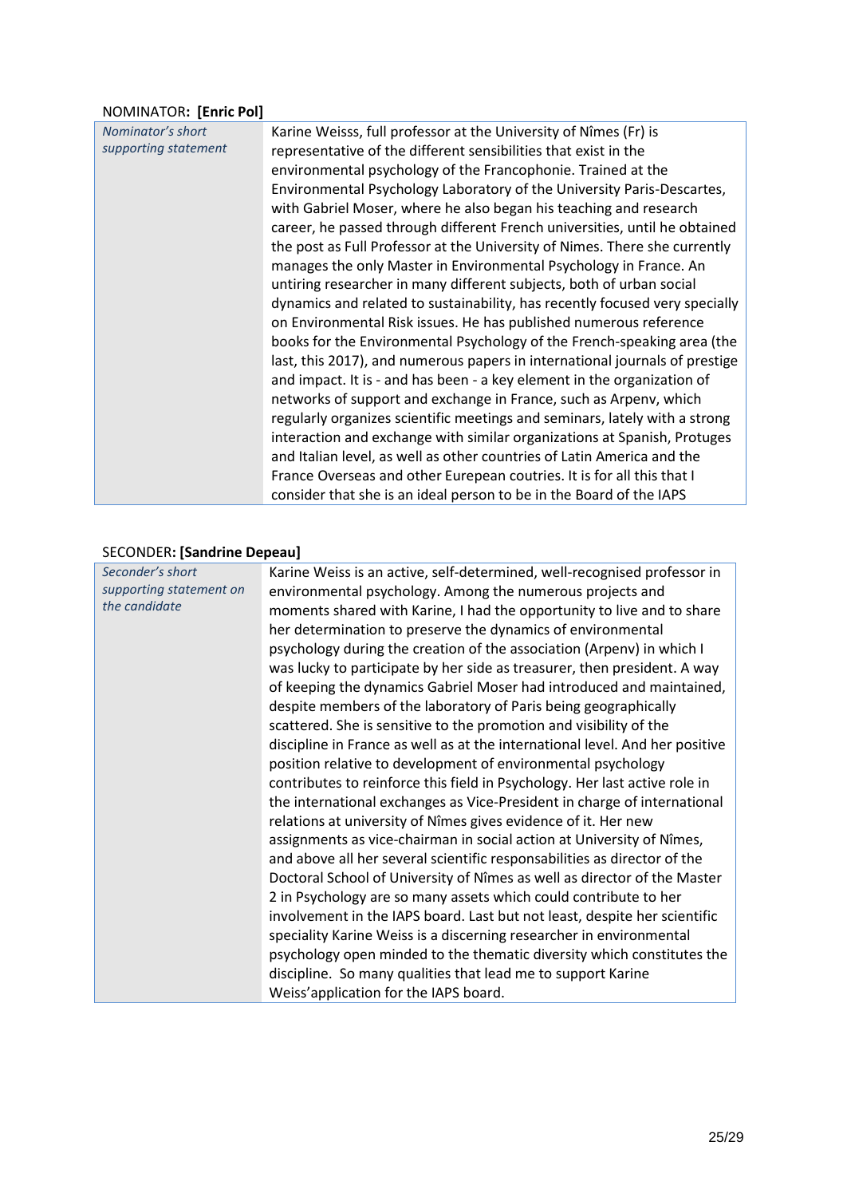NOMINATOR: **[Enric Pol]**

| | |
|---|---|
| *Nominator's short supporting statement* | Karine Weisss, full professor at the University of Nîmes (Fr) is representative of the different sensibilities that exist in the environmental psychology of the Francophonie. Trained at the Environmental Psychology Laboratory of the University Paris-Descartes, with Gabriel Moser, where he also began his teaching and research career, he passed through different French universities, until he obtained the post as Full Professor at the University of Nimes. There she currently manages the only Master in Environmental Psychology in France. An untiring researcher in many different subjects, both of urban social dynamics and related to sustainability, has recently focused very specially on Environmental Risk issues. He has published numerous reference books for the Environmental Psychology of the French-speaking area (the last, this 2017), and numerous papers in international journals of prestige and impact. It is - and has been - a key element in the organization of networks of support and exchange in France, such as Arpenv, which regularly organizes scientific meetings and seminars, lately with a strong interaction and exchange with similar organizations at Spanish, Protuges and Italian level, as well as other countries of Latin America and the France Overseas and other Eurepean coutries. It is for all this that I consider that she is an ideal person to be in the Board of the IAPS |

SECONDER: **[Sandrine Depeau]**

| | |
|---|---|
| *Seconder's short supporting statement on the candidate* | Karine Weiss is an active, self-determined, well-recognised professor in environmental psychology. Among the numerous projects and moments shared with Karine, I had the opportunity to live and to share her determination to preserve the dynamics of environmental psychology during the creation of the association (Arpenv) in which I was lucky to participate by her side as treasurer, then president. A way of keeping the dynamics Gabriel Moser had introduced and maintained, despite members of the laboratory of Paris being geographically scattered. She is sensitive to the promotion and visibility of the discipline in France as well as at the international level. And her positive position relative to development of environmental psychology contributes to reinforce this field in Psychology. Her last active role in the international exchanges as Vice-President in charge of international relations at university of Nîmes gives evidence of it. Her new assignments as vice-chairman in social action at University of Nîmes, and above all her several scientific responsabilities as director of the Doctoral School of University of Nîmes as well as director of the Master 2 in Psychology are so many assets which could contribute to her involvement in the IAPS board. Last but not least, despite her scientific speciality Karine Weiss is a discerning researcher in environmental psychology open minded to the thematic diversity which constitutes the discipline. So many qualities that lead me to support Karine Weiss'application for the IAPS board. |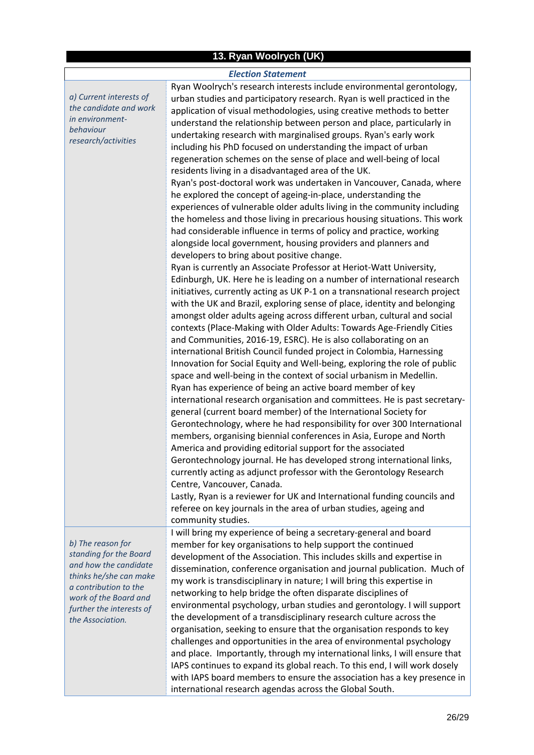## 13. Ryan Woolrych (UK)

| Election Statement | |
|---|---|
| *a) Current interests of the candidate and work in environment-behaviour research/activities* | Ryan Woolrych's research interests include environmental gerontology, urban studies and participatory research. Ryan is well practiced in the application of visual methodologies, using creative methods to better understand the relationship between person and place, particularly in undertaking research with marginalised groups. Ryan's early work including his PhD focused on understanding the impact of urban regeneration schemes on the sense of place and well-being of local residents living in a disadvantaged area of the UK.<br>Ryan's post-doctoral work was undertaken in Vancouver, Canada, where he explored the concept of ageing-in-place, understanding the experiences of vulnerable older adults living in the community including the homeless and those living in precarious housing situations. This work had considerable influence in terms of policy and practice, working alongside local government, housing providers and planners and developers to bring about positive change.<br>Ryan is currently an Associate Professor at Heriot-Watt University, Edinburgh, UK. Here he is leading on a number of international research initiatives, currently acting as UK P-1 on a transnational research project with the UK and Brazil, exploring sense of place, identity and belonging amongst older adults ageing across different urban, cultural and social contexts (Place-Making with Older Adults: Towards Age-Friendly Cities and Communities, 2016-19, ESRC). He is also collaborating on an international British Council funded project in Colombia, Harnessing Innovation for Social Equity and Well-being, exploring the role of public space and well-being in the context of social urbanism in Medellin.<br>Ryan has experience of being an active board member of key international research organisation and committees. He is past secretary-general (current board member) of the International Society for Gerontechnology, where he had responsibility for over 300 International members, organising biennial conferences in Asia, Europe and North America and providing editorial support for the associated Gerontechnology journal. He has developed strong international links, currently acting as adjunct professor with the Gerontology Research Centre, Vancouver, Canada.<br>Lastly, Ryan is a reviewer for UK and International funding councils and referee on key journals in the area of urban studies, ageing and community studies. |
| *b) The reason for standing for the Board and how the candidate thinks he/she can make a contribution to the work of the Board and further the interests of the Association.* | I will bring my experience of being a secretary-general and board member for key organisations to help support the continued development of the Association. This includes skills and expertise in dissemination, conference organisation and journal publication. Much of my work is transdisciplinary in nature; I will bring this expertise in networking to help bridge the often disparate disciplines of environmental psychology, urban studies and gerontology. I will support the development of a transdisciplinary research culture across the organisation, seeking to ensure that the organisation responds to key challenges and opportunities in the area of environmental psychology and place. Importantly, through my international links, I will ensure that IAPS continues to expand its global reach. To this end, I will work dosely with IAPS board members to ensure the association has a key presence in international research agendas across the Global South. |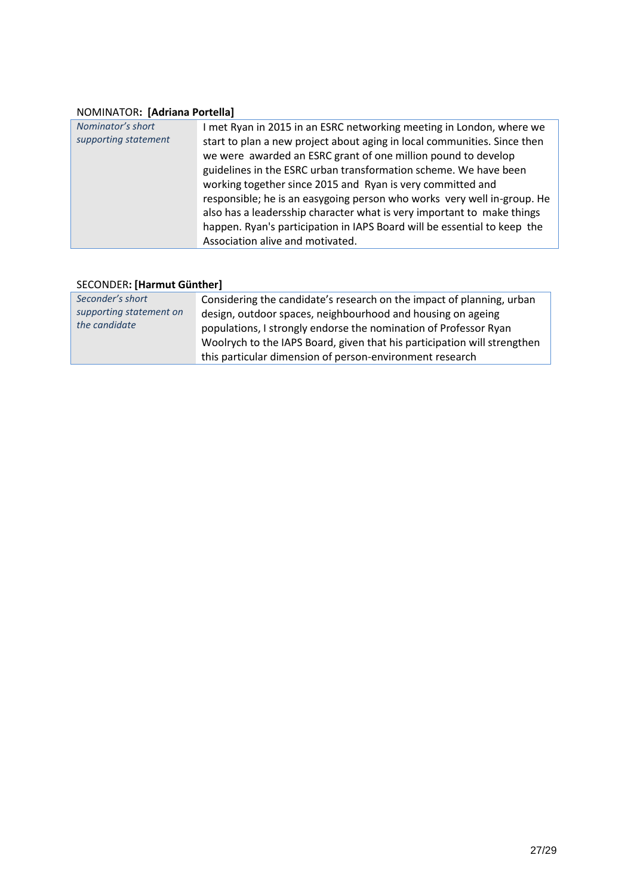NOMINATOR**: [Adriana Portella]**

| | |
|---|---|
| *Nominator's short supporting statement* | I met Ryan in 2015 in an ESRC networking meeting in London, where we start to plan a new project about aging in local communities. Since then we were awarded an ESRC grant of one million pound to develop guidelines in the ESRC urban transformation scheme. We have been working together since 2015 and Ryan is very committed and responsible; he is an easygoing person who works very well in-group. He also has a leadersship character what is very important to make things happen. Ryan's participation in IAPS Board will be essential to keep the Association alive and motivated. |

SECONDER**: [Harmut Günther]**

| | |
|---|---|
| *Seconder's short supporting statement on the candidate* | Considering the candidate's research on the impact of planning, urban design, outdoor spaces, neighbourhood and housing on ageing populations, I strongly endorse the nomination of Professor Ryan Woolrych to the IAPS Board, given that his participation will strengthen this particular dimension of person-environment research |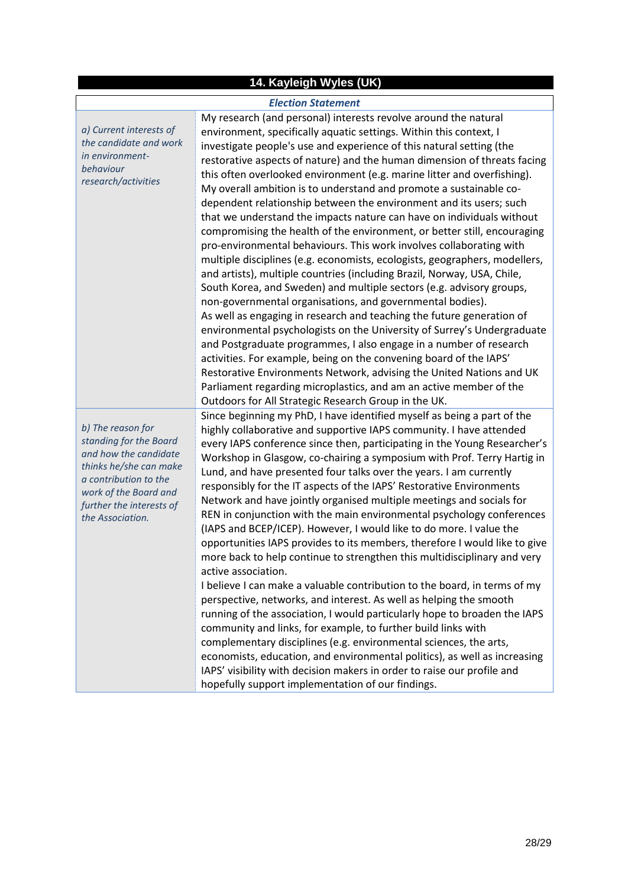## 14. Kayleigh Wyles (UK)

| Election Statement | |
|---|---|
| *a) Current interests of the candidate and work in environment-behaviour research/activities* | My research (and personal) interests revolve around the natural environment, specifically aquatic settings. Within this context, I investigate people's use and experience of this natural setting (the restorative aspects of nature) and the human dimension of threats facing this often overlooked environment (e.g. marine litter and overfishing). My overall ambition is to understand and promote a sustainable co-dependent relationship between the environment and its users; such that we understand the impacts nature can have on individuals without compromising the health of the environment, or better still, encouraging pro-environmental behaviours. This work involves collaborating with multiple disciplines (e.g. economists, ecologists, geographers, modellers, and artists), multiple countries (including Brazil, Norway, USA, Chile, South Korea, and Sweden) and multiple sectors (e.g. advisory groups, non-governmental organisations, and governmental bodies).<br>As well as engaging in research and teaching the future generation of environmental psychologists on the University of Surrey's Undergraduate and Postgraduate programmes, I also engage in a number of research activities. For example, being on the convening board of the IAPS' Restorative Environments Network, advising the United Nations and UK Parliament regarding microplastics, and am an active member of the Outdoors for All Strategic Research Group in the UK. |
| *b) The reason for standing for the Board and how the candidate thinks he/she can make a contribution to the work of the Board and further the interests of the Association.* | Since beginning my PhD, I have identified myself as being a part of the highly collaborative and supportive IAPS community. I have attended every IAPS conference since then, participating in the Young Researcher's Workshop in Glasgow, co-chairing a symposium with Prof. Terry Hartig in Lund, and have presented four talks over the years. I am currently responsibly for the IT aspects of the IAPS' Restorative Environments Network and have jointly organised multiple meetings and socials for REN in conjunction with the main environmental psychology conferences (IAPS and BCEP/ICEP). However, I would like to do more. I value the opportunities IAPS provides to its members, therefore I would like to give more back to help continue to strengthen this multidisciplinary and very active association.<br>I believe I can make a valuable contribution to the board, in terms of my perspective, networks, and interest. As well as helping the smooth running of the association, I would particularly hope to broaden the IAPS community and links, for example, to further build links with complementary disciplines (e.g. environmental sciences, the arts, economists, education, and environmental politics), as well as increasing IAPS' visibility with decision makers in order to raise our profile and hopefully support implementation of our findings. |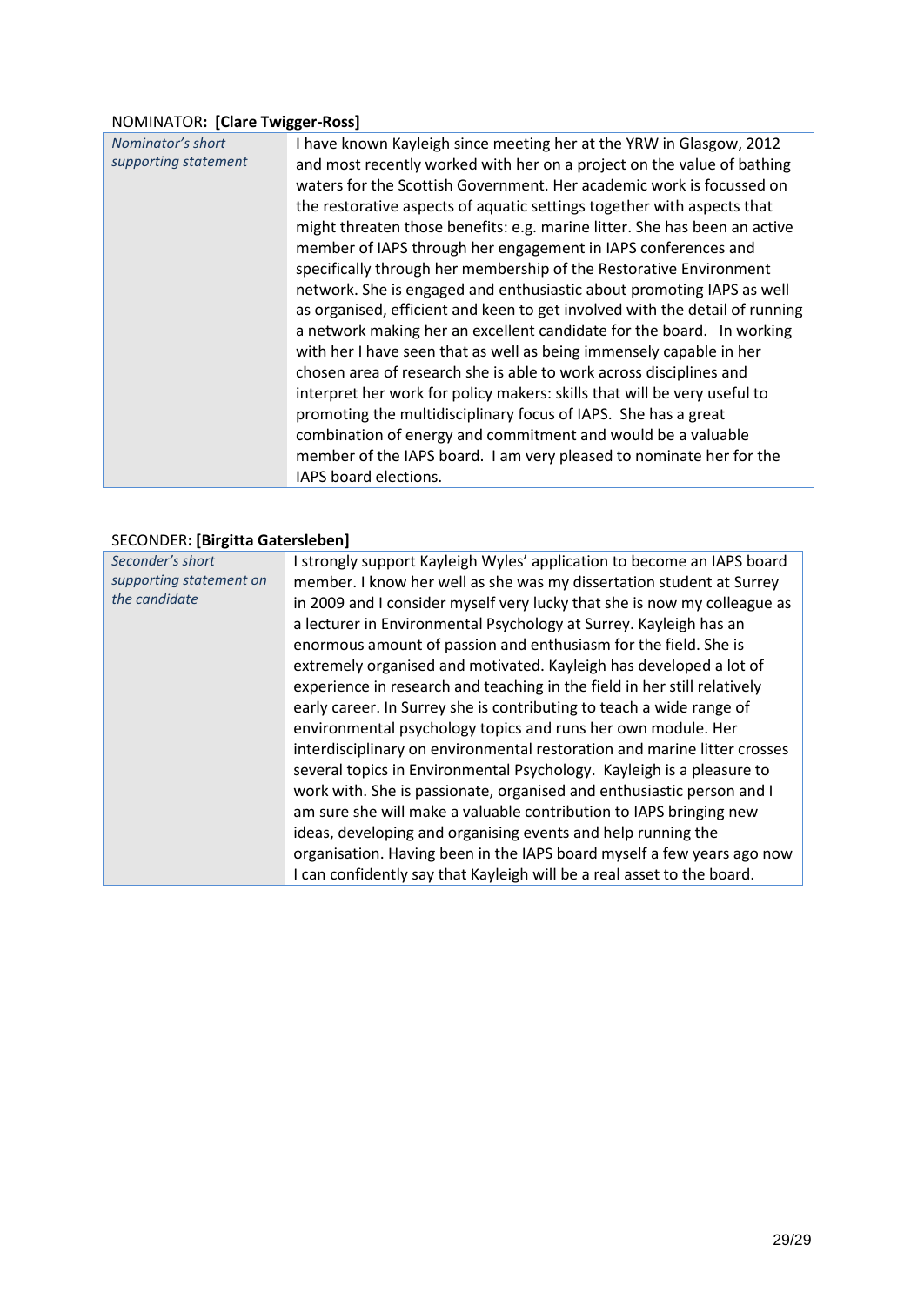NOMINATOR: **[Clare Twigger-Ross]**

| | |
|---|---|
| *Nominator's short supporting statement* | I have known Kayleigh since meeting her at the YRW in Glasgow, 2012 and most recently worked with her on a project on the value of bathing waters for the Scottish Government. Her academic work is focussed on the restorative aspects of aquatic settings together with aspects that might threaten those benefits: e.g. marine litter. She has been an active member of IAPS through her engagement in IAPS conferences and specifically through her membership of the Restorative Environment network. She is engaged and enthusiastic about promoting IAPS as well as organised, efficient and keen to get involved with the detail of running a network making her an excellent candidate for the board. In working with her I have seen that as well as being immensely capable in her chosen area of research she is able to work across disciplines and interpret her work for policy makers: skills that will be very useful to promoting the multidisciplinary focus of IAPS. She has a great combination of energy and commitment and would be a valuable member of the IAPS board. I am very pleased to nominate her for the IAPS board elections. |

SECONDER**: [Birgitta Gatersleben]**

| | |
|---|---|
| *Seconder's short supporting statement on the candidate* | I strongly support Kayleigh Wyles' application to become an IAPS board member. I know her well as she was my dissertation student at Surrey in 2009 and I consider myself very lucky that she is now my colleague as a lecturer in Environmental Psychology at Surrey. Kayleigh has an enormous amount of passion and enthusiasm for the field. She is extremely organised and motivated. Kayleigh has developed a lot of experience in research and teaching in the field in her still relatively early career. In Surrey she is contributing to teach a wide range of environmental psychology topics and runs her own module. Her interdisciplinary on environmental restoration and marine litter crosses several topics in Environmental Psychology. Kayleigh is a pleasure to work with. She is passionate, organised and enthusiastic person and I am sure she will make a valuable contribution to IAPS bringing new ideas, developing and organising events and help running the organisation. Having been in the IAPS board myself a few years ago now I can confidently say that Kayleigh will be a real asset to the board. |